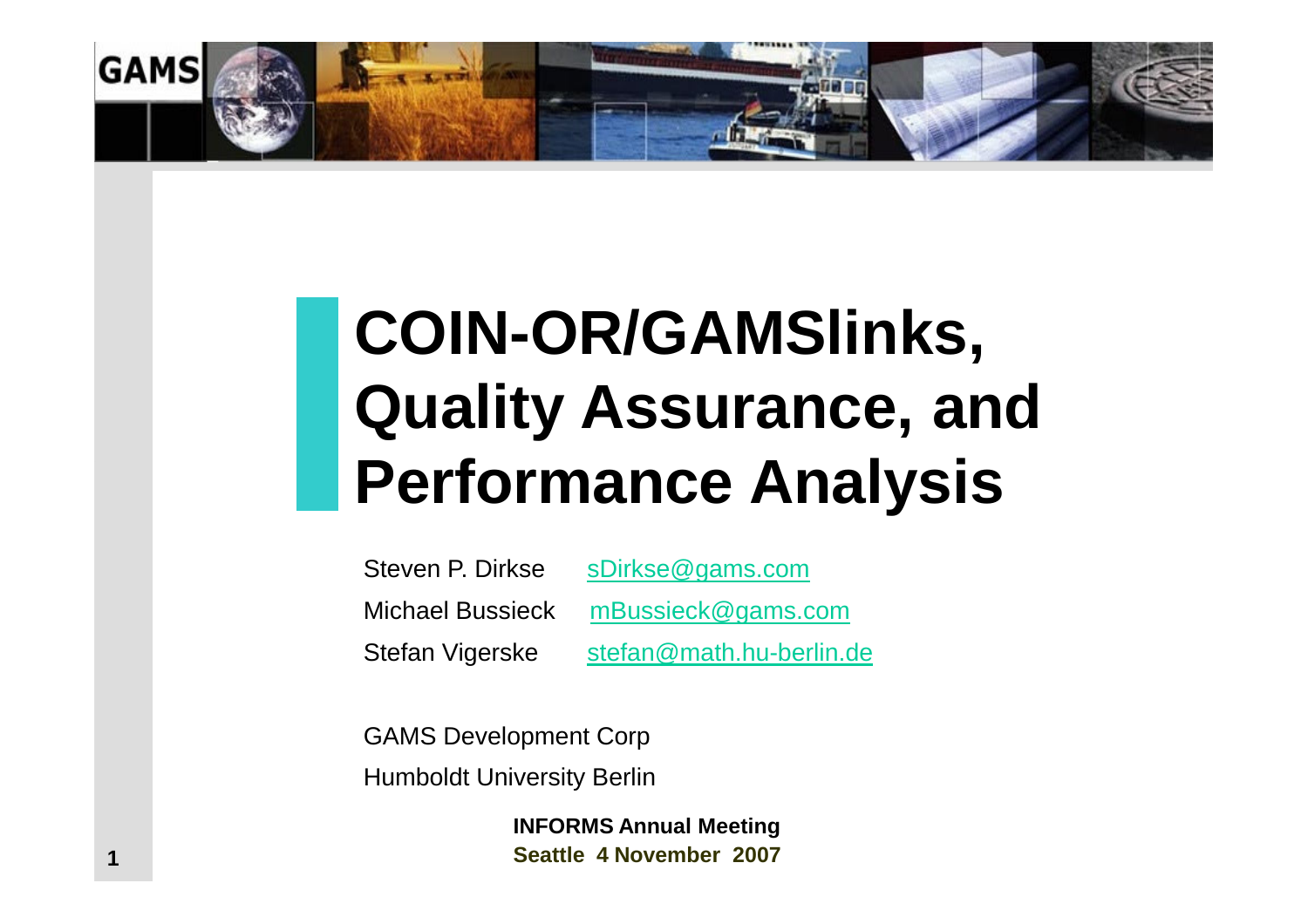# COIN-OR/GAMSlinks, Quality Assurance, and Performance Analysis

Steven P. Dirkse sDirkse@gams.com

Michael Bussieck mBussieck@gams.com

Stefan Vigerske stefan@math.hu-berlin.de

GAMS Development Corp

Humboldt University Berlin

**INFORMS Annual Meeting**

**Seattle 4 November 2007**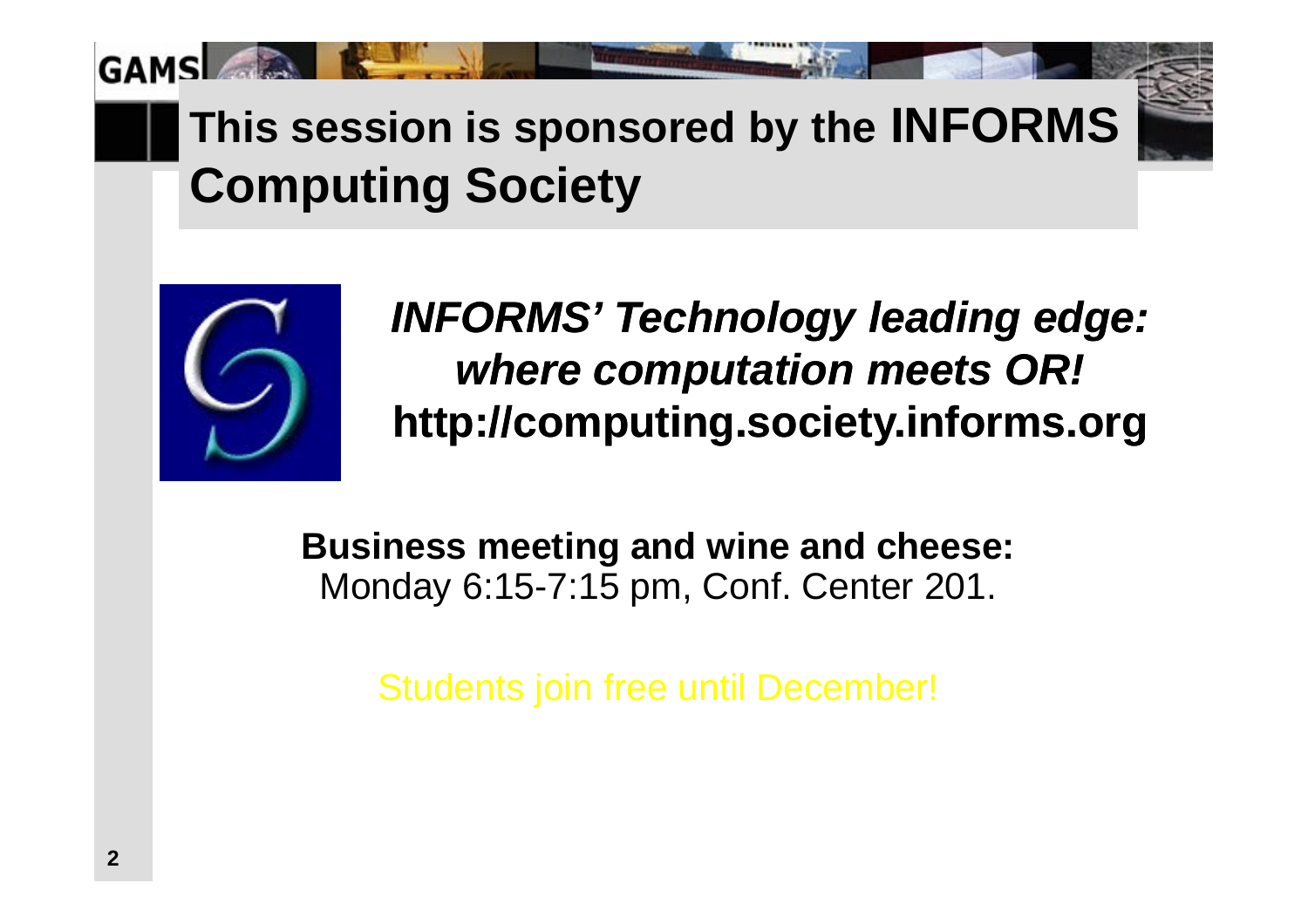# This session is sponsored by the INFORMS Computing Society

***INFORMS' Technology leading edge: where computation meets OR!***
**http://computing.society.informs.org**

**Business meeting and wine and cheese:**
Monday 6:15-7:15 pm, Conf. Center 201.

Students join free until December!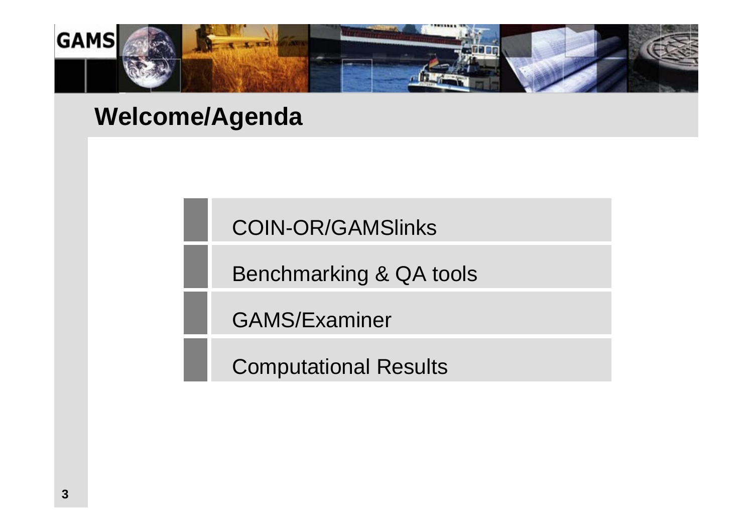## Welcome/Agenda

- COIN-OR/GAMSlinks
- Benchmarking & QA tools
- GAMS/Examiner
- Computational Results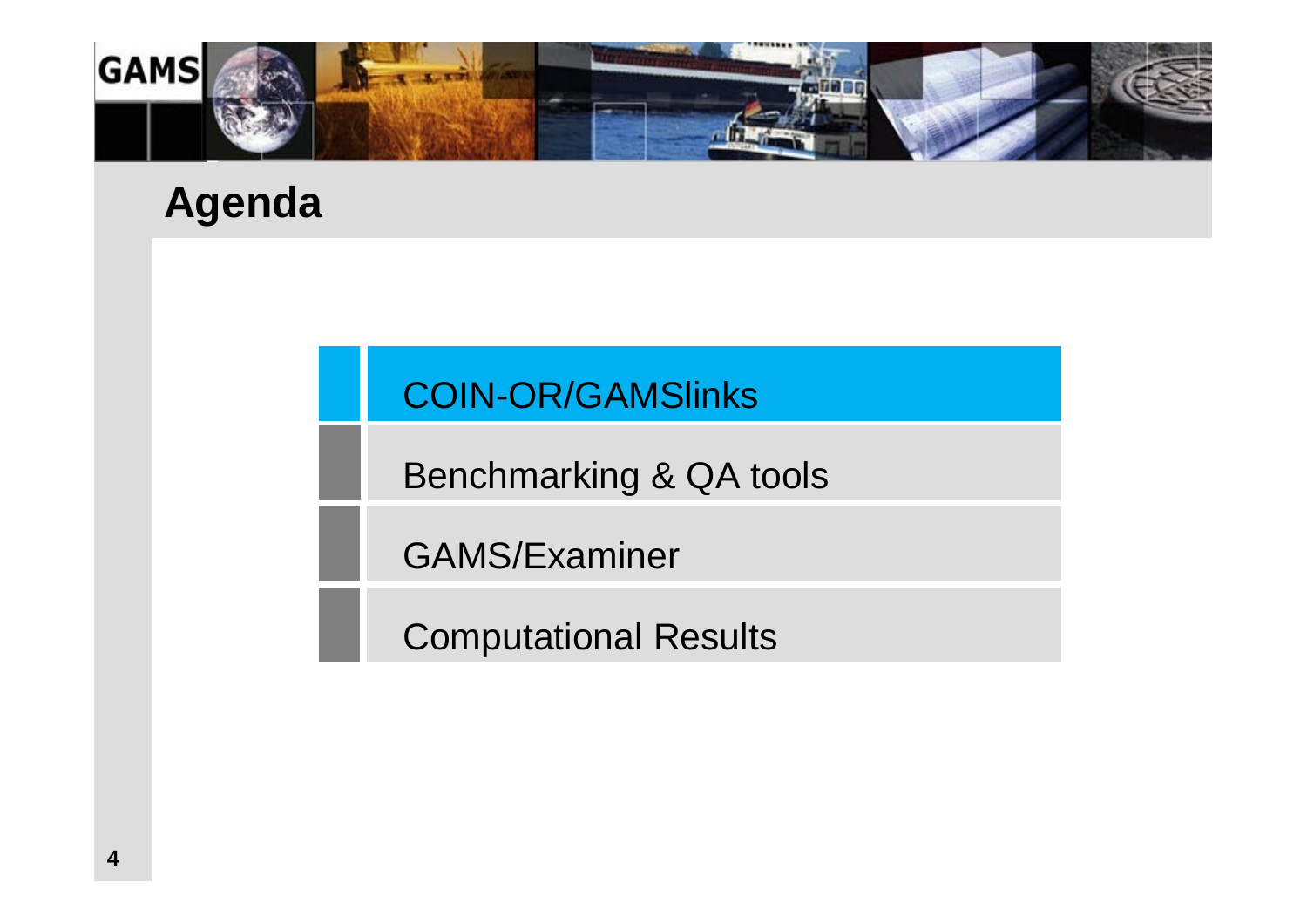# Agenda

- COIN-OR/GAMSlinks
- Benchmarking & QA tools
- GAMS/Examiner
- Computational Results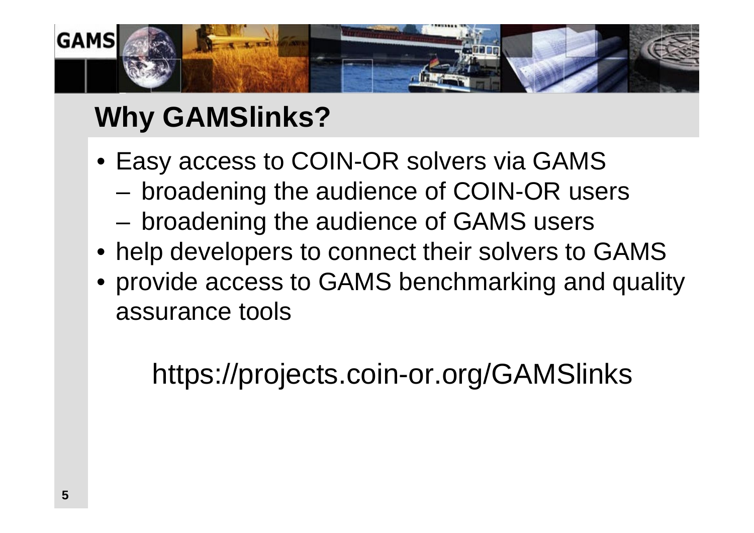# Why GAMSlinks?

- Easy access to COIN-OR solvers via GAMS
  - broadening the audience of COIN-OR users
  - broadening the audience of GAMS users
- help developers to connect their solvers to GAMS
- provide access to GAMS benchmarking and quality assurance tools

https://projects.coin-or.org/GAMSlinks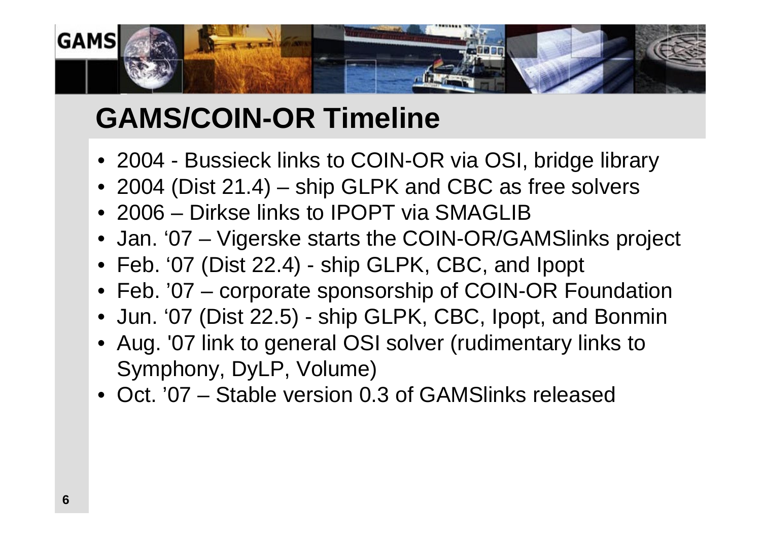# GAMS/COIN-OR Timeline

- 2004 - Bussieck links to COIN-OR via OSI, bridge library
- 2004 (Dist 21.4) – ship GLPK and CBC as free solvers
- 2006 – Dirkse links to IPOPT via SMAGLIB
- Jan. '07 – Vigerske starts the COIN-OR/GAMSlinks project
- Feb. '07 (Dist 22.4) - ship GLPK, CBC, and Ipopt
- Feb. '07 – corporate sponsorship of COIN-OR Foundation
- Jun. '07 (Dist 22.5) - ship GLPK, CBC, Ipopt, and Bonmin
- Aug. '07 link to general OSI solver (rudimentary links to Symphony, DyLP, Volume)
- Oct. '07 – Stable version 0.3 of GAMSlinks released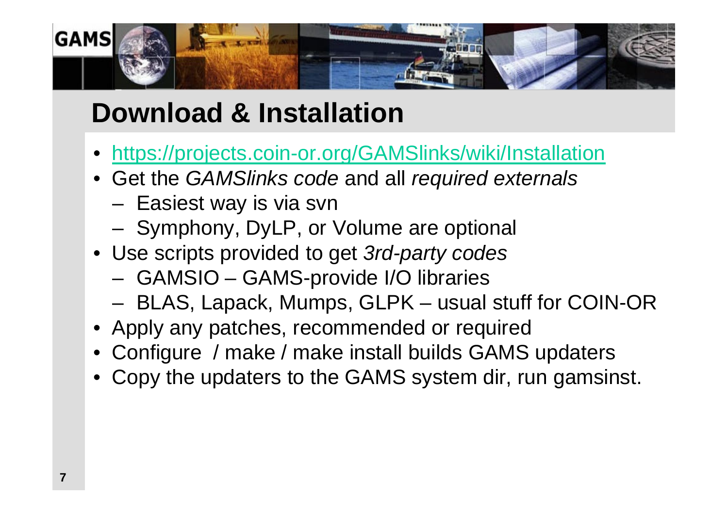# Download & Installation

- [https://projects.coin-or.org/GAMSlinks/wiki/Installation](https://projects.coin-or.org/GAMSlinks/wiki/Installation)
- Get the *GAMSlinks code* and all *required externals*
  - Easiest way is via svn
  - Symphony, DyLP, or Volume are optional
- Use scripts provided to get *3rd-party codes*
  - GAMSIO – GAMS-provide I/O libraries
  - BLAS, Lapack, Mumps, GLPK – usual stuff for COIN-OR
- Apply any patches, recommended or required
- Configure / make / make install builds GAMS updaters
- Copy the updaters to the GAMS system dir, run gamsinst.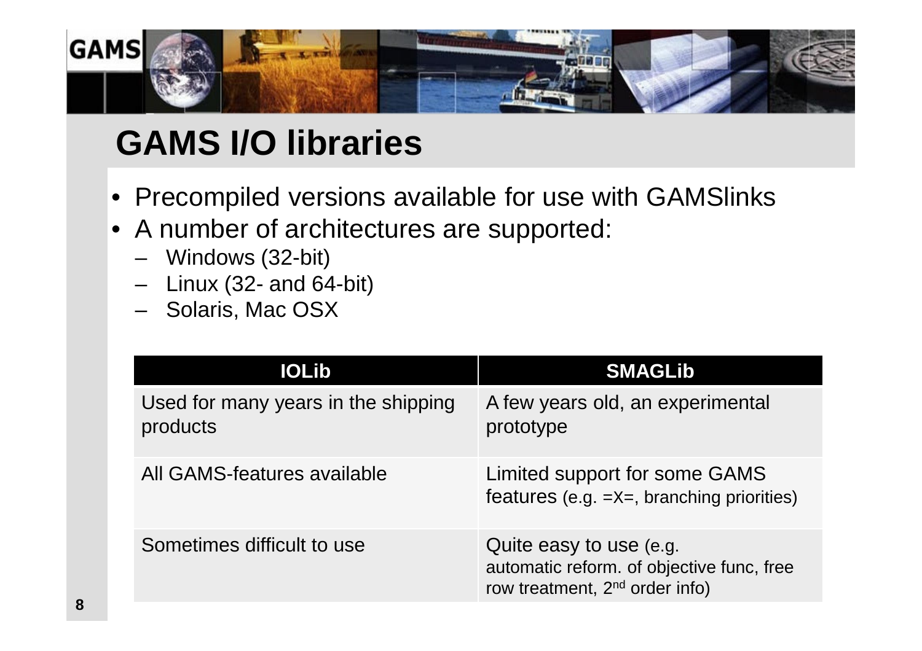# GAMS I/O libraries

- Precompiled versions available for use with GAMSlinks
- A number of architectures are supported:
  - Windows (32-bit)
  - Linux (32- and 64-bit)
  - Solaris, Mac OSX

| IOLib | SMAGLib |
| --- | --- |
| Used for many years in the shipping products | A few years old, an experimental prototype |
| All GAMS-features available | Limited support for some GAMS features (e.g. =X=, branching priorities) |
| Sometimes difficult to use | Quite easy to use (e.g. automatic reform. of objective func, free row treatment, 2nd order info) |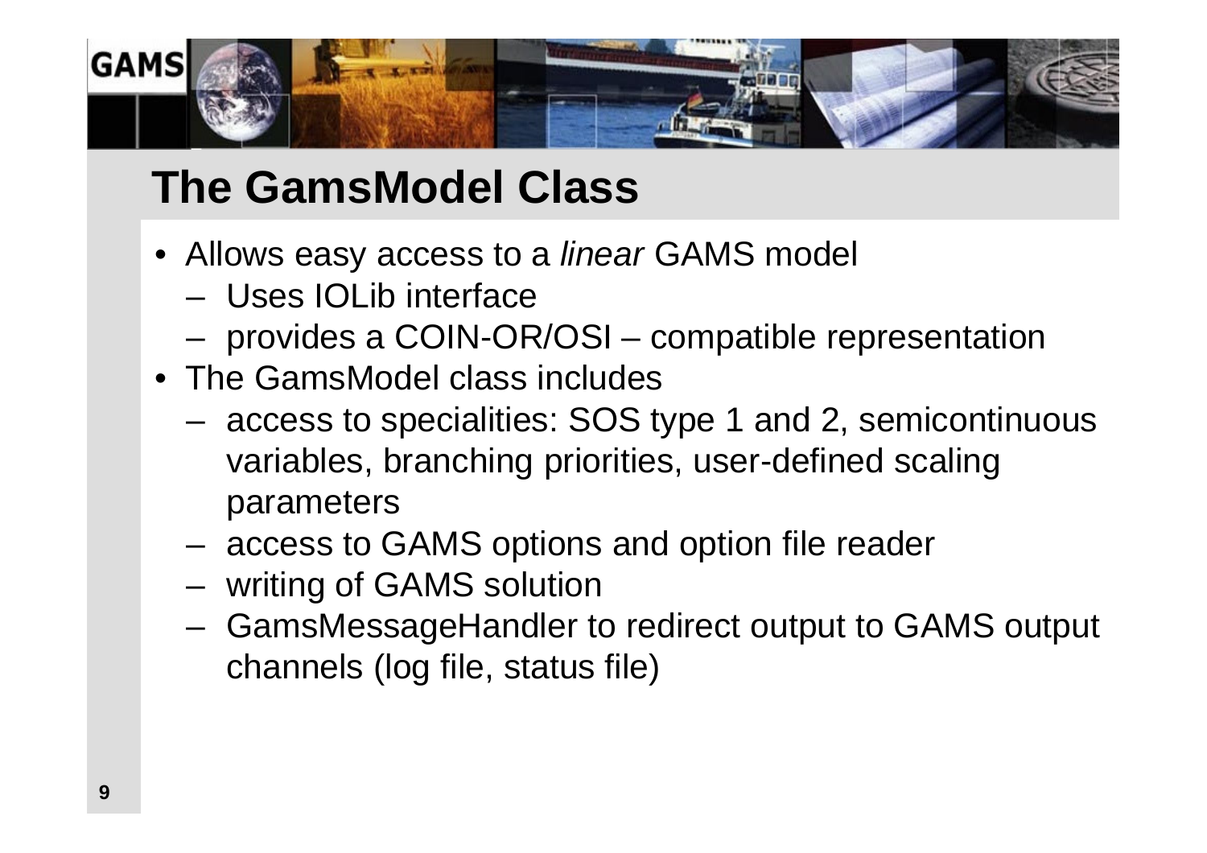# The GamsModel Class

- Allows easy access to a *linear* GAMS model
  - Uses IOLib interface
  - provides a COIN-OR/OSI – compatible representation
- The GamsModel class includes
  - access to specialities: SOS type 1 and 2, semicontinuous variables, branching priorities, user-defined scaling parameters
  - access to GAMS options and option file reader
  - writing of GAMS solution
  - GamsMessageHandler to redirect output to GAMS output channels (log file, status file)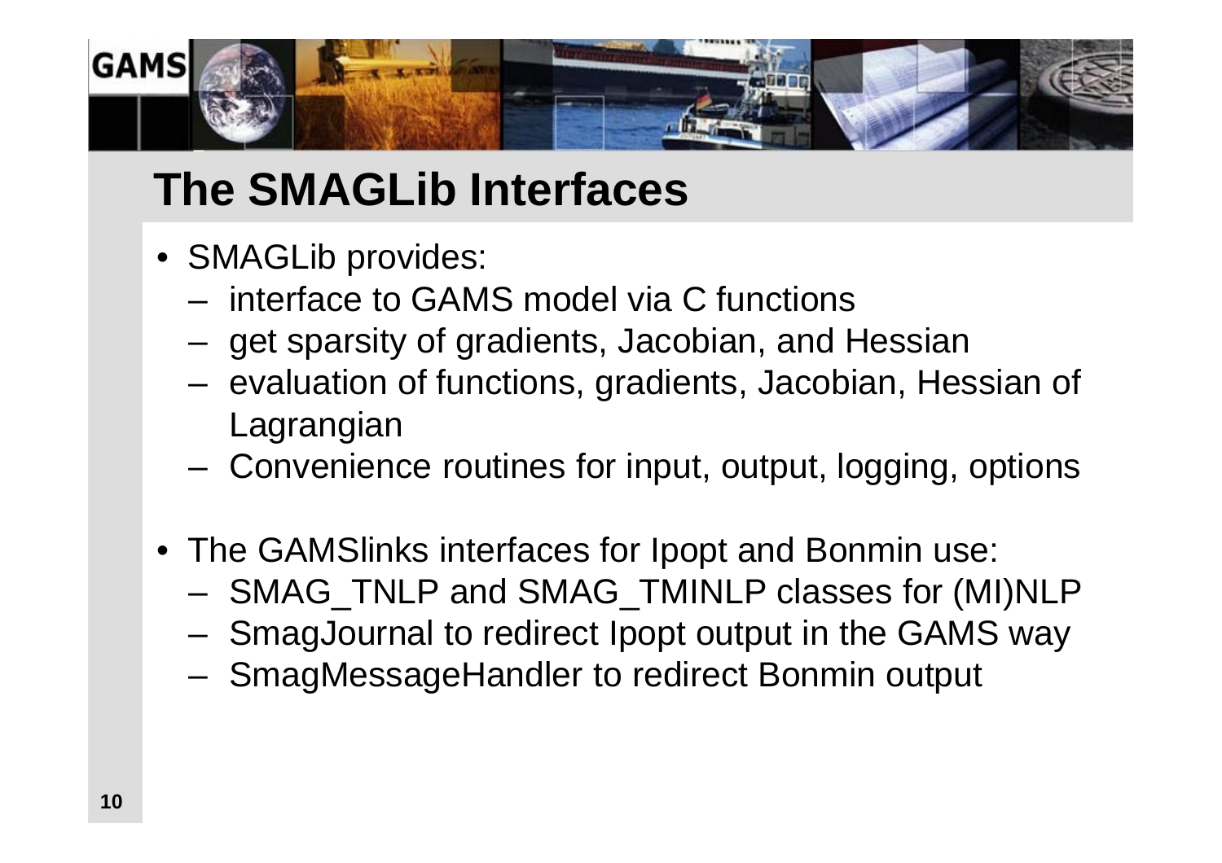# The SMAGLib Interfaces

- SMAGLib provides:
  - interface to GAMS model via C functions
  - get sparsity of gradients, Jacobian, and Hessian
  - evaluation of functions, gradients, Jacobian, Hessian of Lagrangian
  - Convenience routines for input, output, logging, options
- The GAMSlinks interfaces for Ipopt and Bonmin use:
  - SMAG_TNLP and SMAG_TMINLP classes for (MI)NLP
  - SmagJournal to redirect Ipopt output in the GAMS way
  - SmagMessageHandler to redirect Bonmin output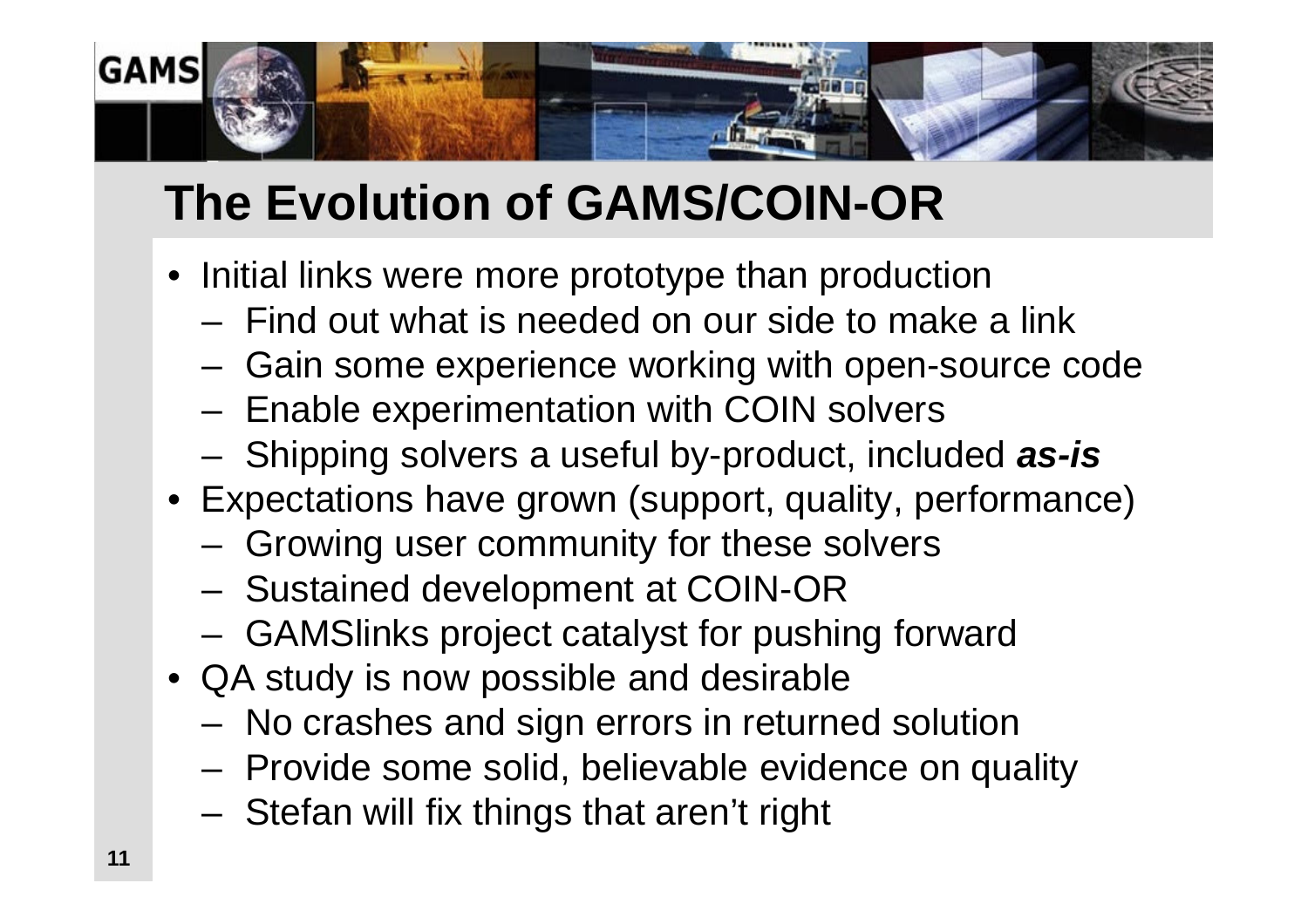# The Evolution of GAMS/COIN-OR

- Initial links were more prototype than production
  - Find out what is needed on our side to make a link
  - Gain some experience working with open-source code
  - Enable experimentation with COIN solvers
  - Shipping solvers a useful by-product, included ***as-is***
- Expectations have grown (support, quality, performance)
  - Growing user community for these solvers
  - Sustained development at COIN-OR
  - GAMSlinks project catalyst for pushing forward
- QA study is now possible and desirable
  - No crashes and sign errors in returned solution
  - Provide some solid, believable evidence on quality
  - Stefan will fix things that aren't right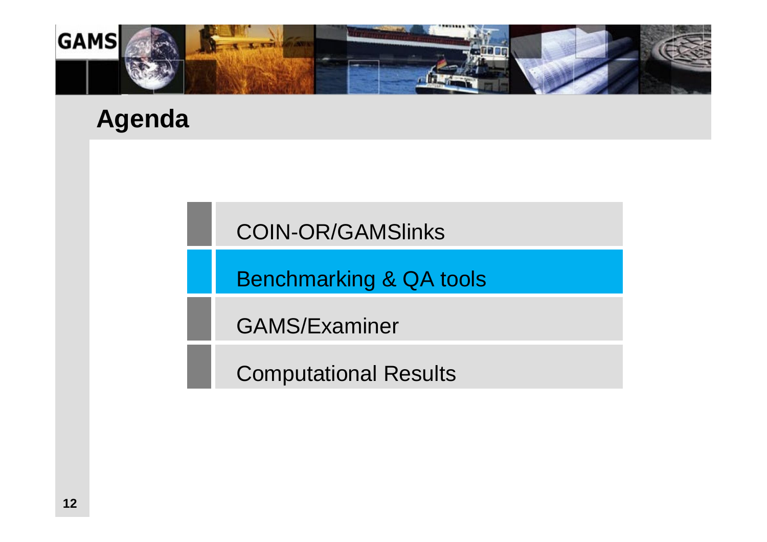# Agenda

- COIN-OR/GAMSlinks
- **Benchmarking & QA tools**
- GAMS/Examiner
- Computational Results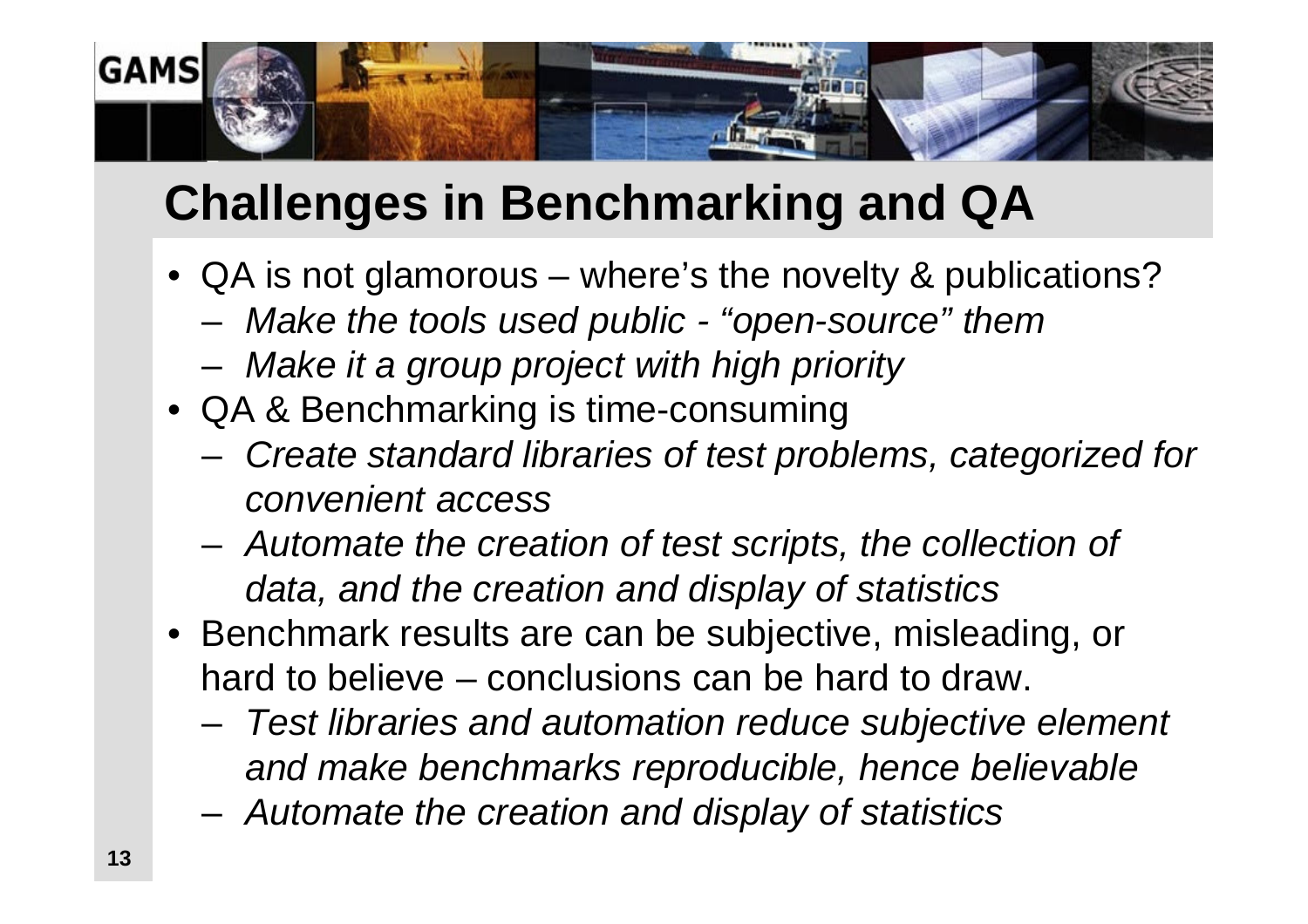## Challenges in Benchmarking and QA

- QA is not glamorous – where's the novelty & publications?
  - *Make the tools used public - "open-source" them*
  - *Make it a group project with high priority*
- QA & Benchmarking is time-consuming
  - *Create standard libraries of test problems, categorized for convenient access*
  - *Automate the creation of test scripts, the collection of data, and the creation and display of statistics*
- Benchmark results are can be subjective, misleading, or hard to believe – conclusions can be hard to draw.
  - *Test libraries and automation reduce subjective element and make benchmarks reproducible, hence believable*
  - *Automate the creation and display of statistics*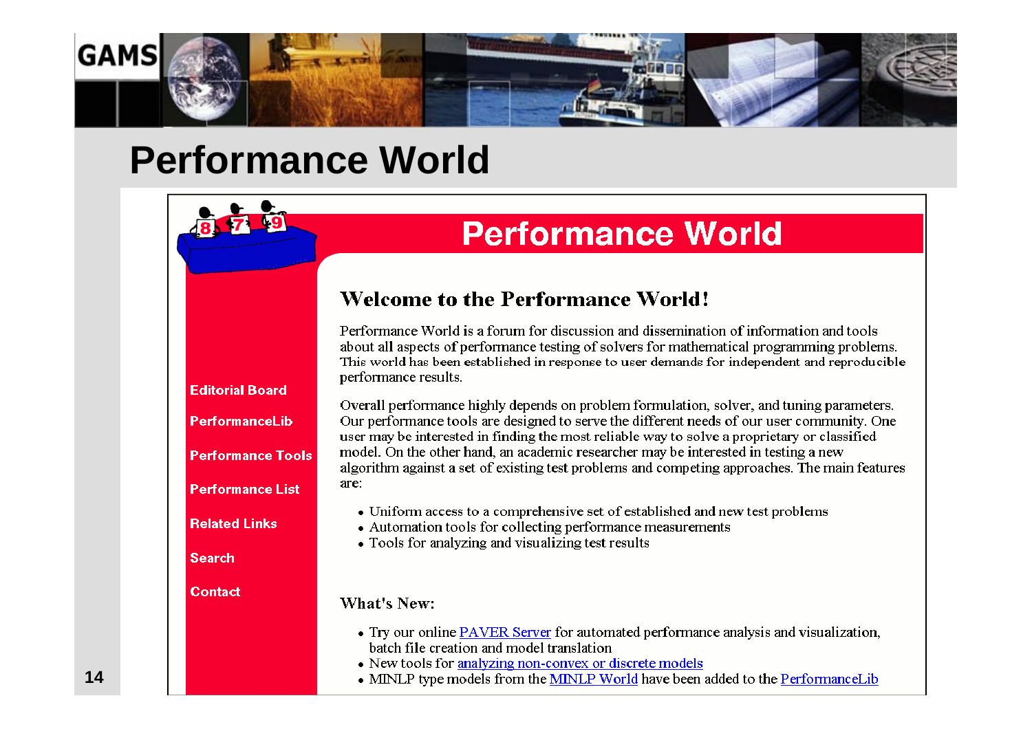# Performance World

## Performance World

- Editorial Board
- PerformanceLib
- Performance Tools
- Performance List
- Related Links
- Search
- Contact

### Welcome to the Performance World!

Performance World is a forum for discussion and dissemination of information and tools about all aspects of performance testing of solvers for mathematical programming problems. This world has been established in response to user demands for independent and reproducible performance results.

Overall performance highly depends on problem formulation, solver, and tuning parameters. Our performance tools are designed to serve the different needs of our user community. One user may be interested in finding the most reliable way to solve a proprietary or classified model. On the other hand, an academic researcher may be interested in testing a new algorithm against a set of existing test problems and competing approaches. The main features are:

- Uniform access to a comprehensive set of established and new test problems
- Automation tools for collecting performance measurements
- Tools for analyzing and visualizing test results

### What's New:

- Try our online PAVER Server for automated performance analysis and visualization, batch file creation and model translation
- New tools for analyzing non-convex or discrete models
- MINLP type models from the MINLP World have been added to the PerformanceLib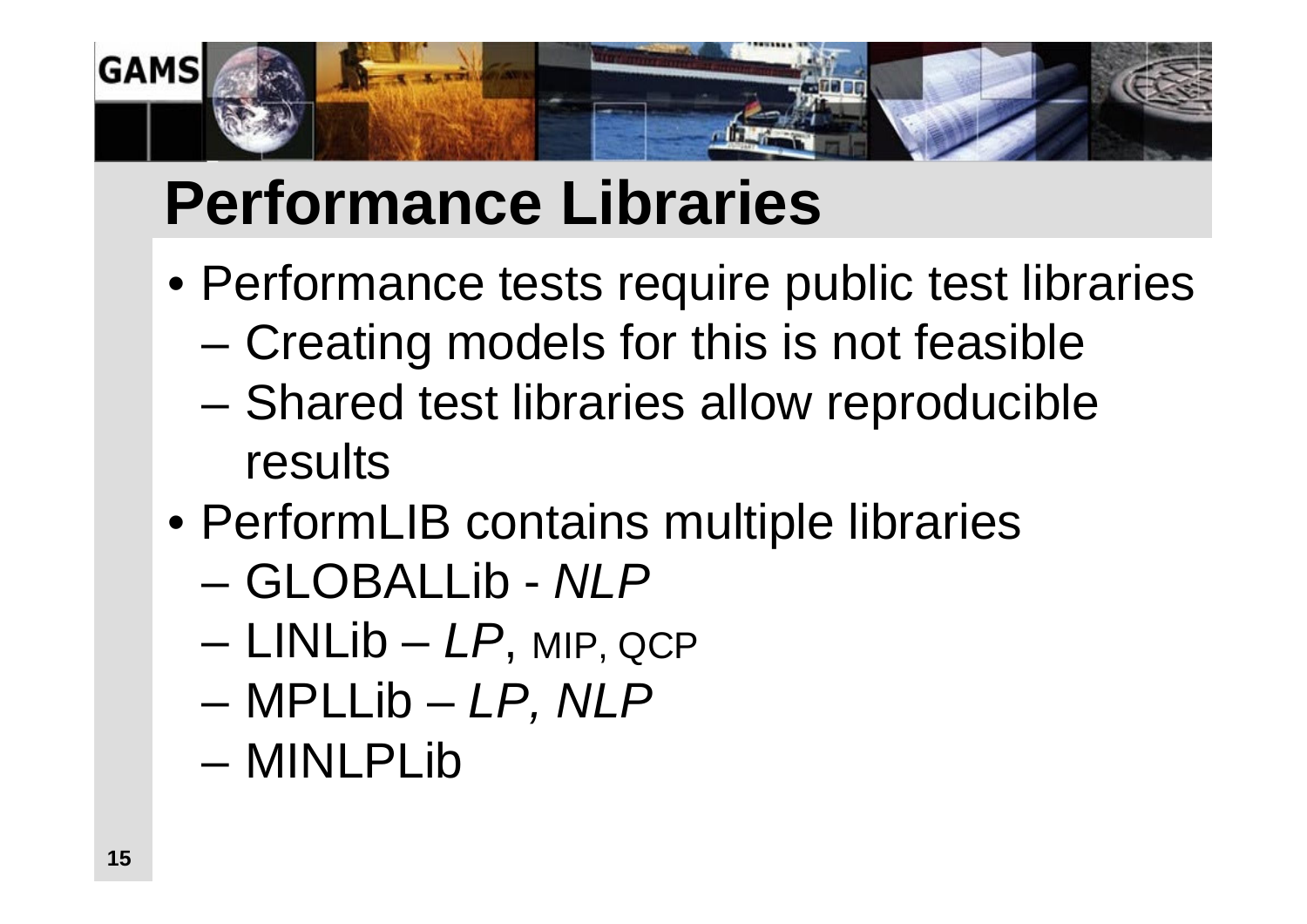# Performance Libraries

- Performance tests require public test libraries
  - Creating models for this is not feasible
  - Shared test libraries allow reproducible results
- PerformLIB contains multiple libraries
  - GLOBALLib - *NLP*
  - LINLib – *LP*, MIP, QCP
  - MPLLib – *LP, NLP*
  - MINLPLib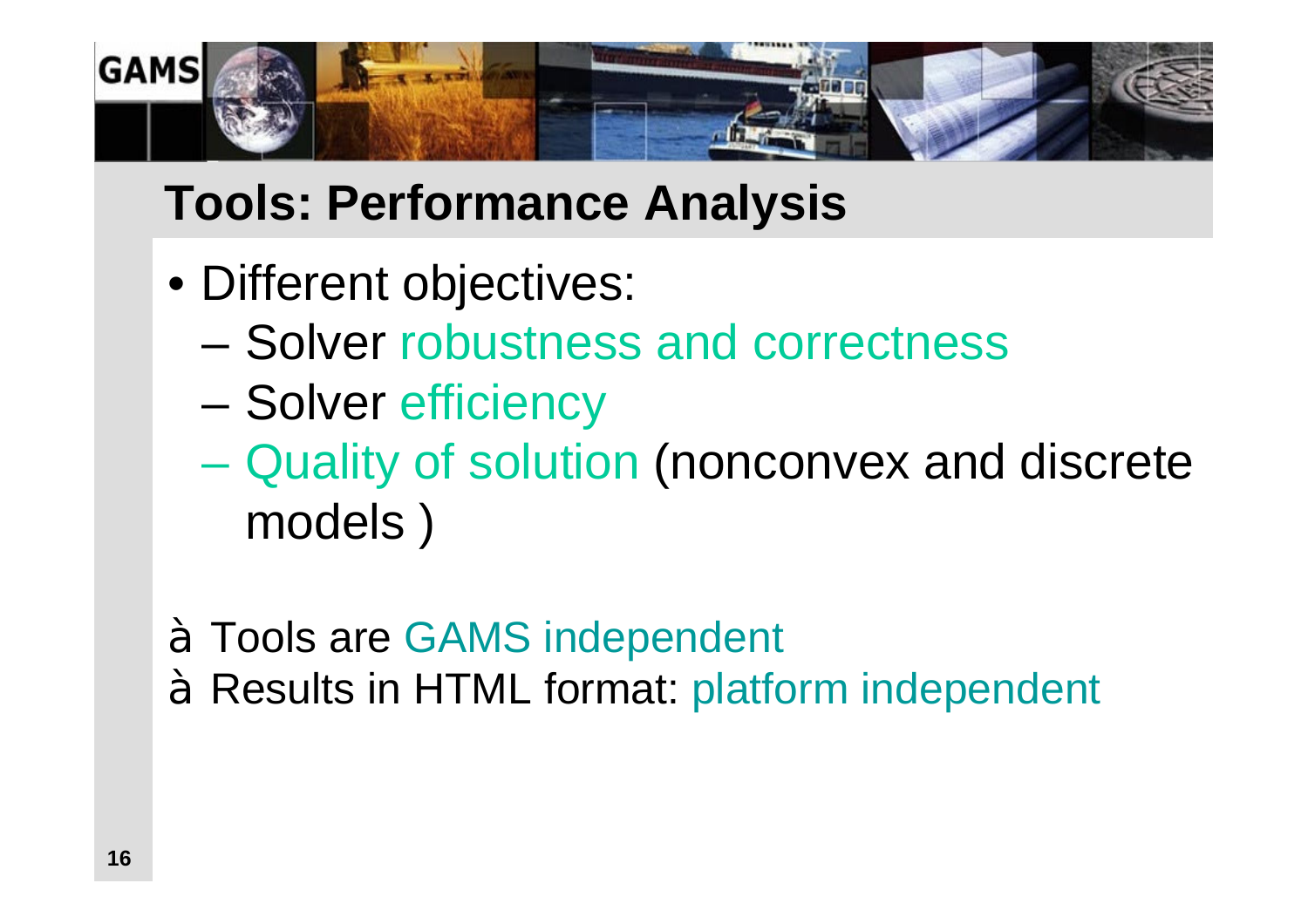# Tools: Performance Analysis

- Different objectives:
  - Solver robustness and correctness
  - Solver efficiency
  - Quality of solution (nonconvex and discrete models )

à Tools are GAMS independent

à Results in HTML format: platform independent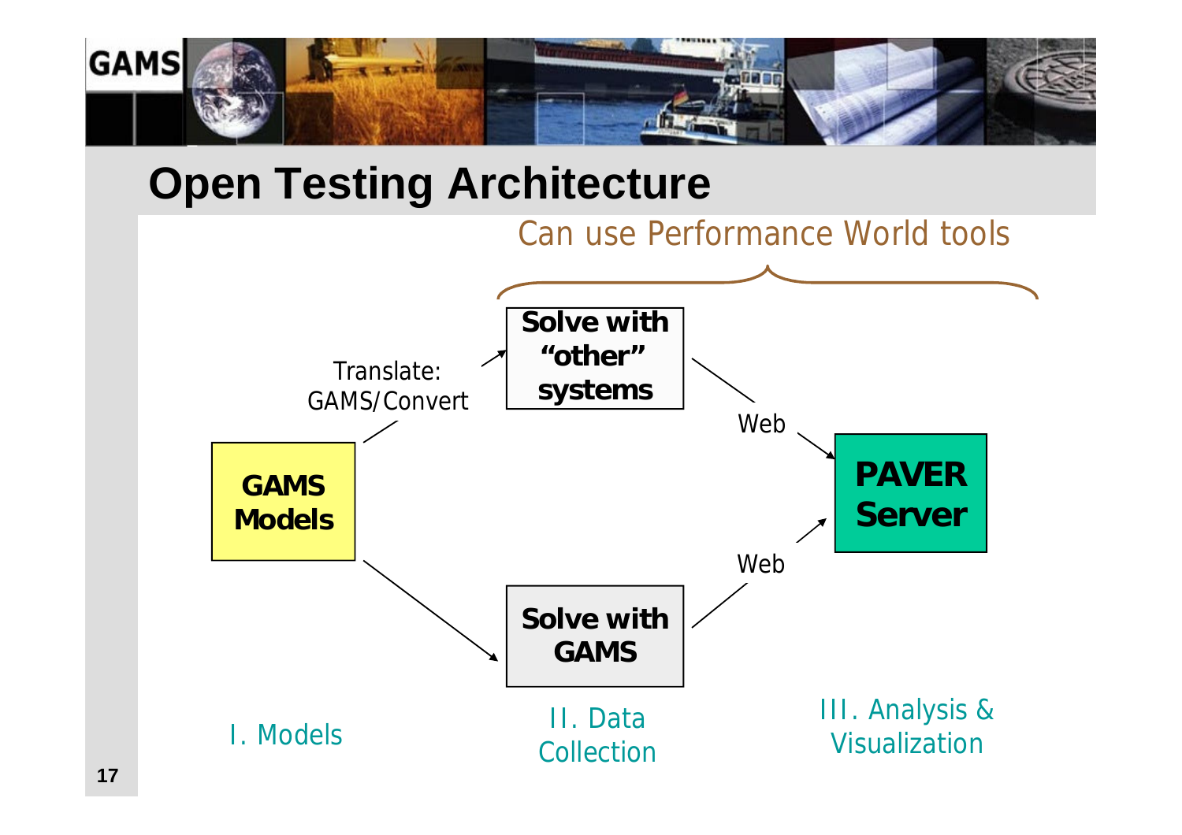# Open Testing Architecture

Can use Performance World tools

Translate: GAMS/Convert

**GAMS Models**

**Solve with "other" systems**

**Solve with GAMS**

Web

Web

**PAVER Server**

I. Models

II. Data Collection

III. Analysis & Visualization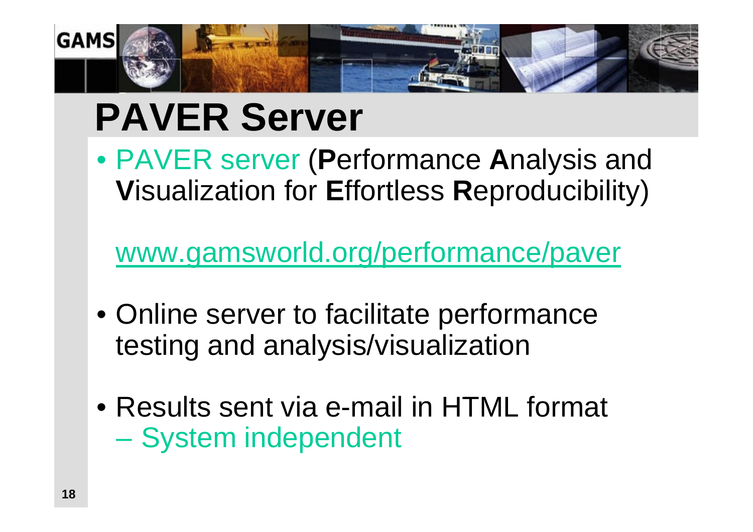# PAVER Server

- PAVER server (**P**erformance **A**nalysis and **V**isualization for **E**ffortless **R**eproducibility)

  www.gamsworld.org/performance/paver

- Online server to facilitate performance testing and analysis/visualization

- Results sent via e-mail in HTML format
  - System independent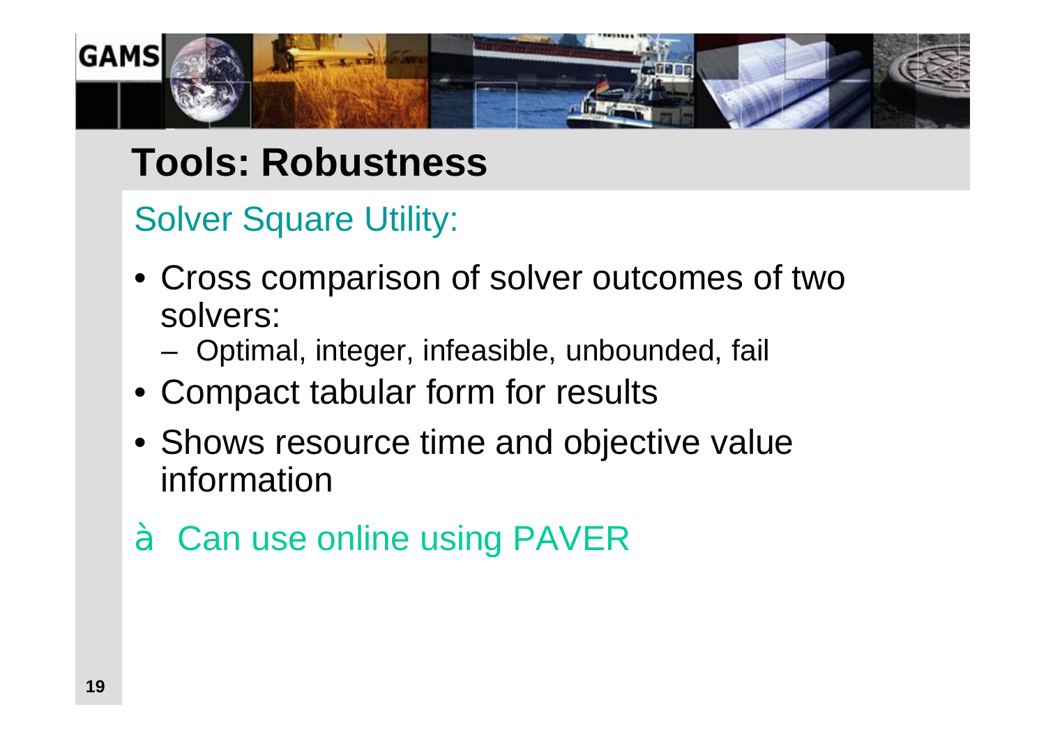# Tools: Robustness

## Solver Square Utility:

- Cross comparison of solver outcomes of two solvers:
  - Optimal, integer, infeasible, unbounded, fail
- Compact tabular form for results
- Shows resource time and objective value information

à Can use online using PAVER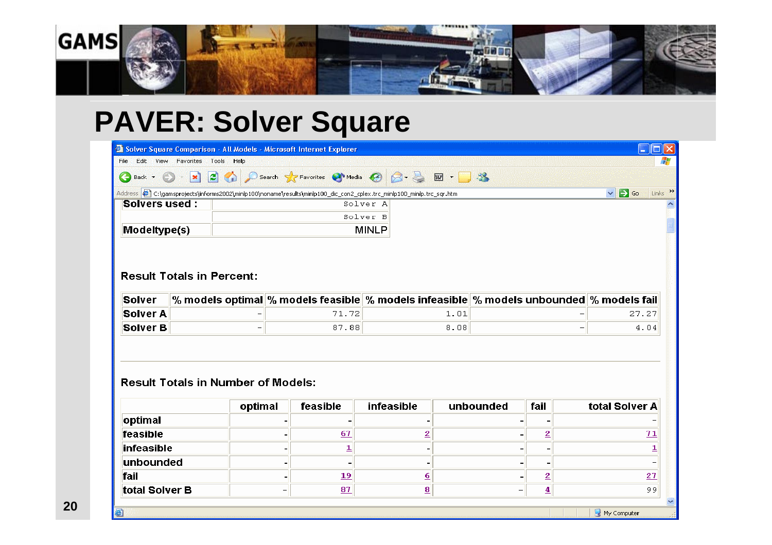# PAVER: Solver Square

| Solvers used : | Solver A |
|---|---|
| | Solver B |
| Modeltype(s) | MINLP |

**Result Totals in Percent:**

| Solver | % models optimal | % models feasible | % models infeasible | % models unbounded | % models fail |
|---|---|---|---|---|---|
| Solver A | - | 71.72 | 1.01 | - | 27.27 |
| Solver B | - | 87.88 | 8.08 | - | 4.04 |

**Result Totals in Number of Models:**

| | optimal | feasible | infeasible | unbounded | fail | total Solver A |
|---|---|---|---|---|---|---|
| optimal | - | - | - | - | - | - |
| feasible | - | 67 | 2 | - | 2 | 71 |
| infeasible | - | 1 | - | - | - | 1 |
| unbounded | - | - | - | - | - | - |
| fail | - | 19 | 6 | - | 2 | 27 |
| total Solver B | - | 87 | 8 | - | 4 | 99 |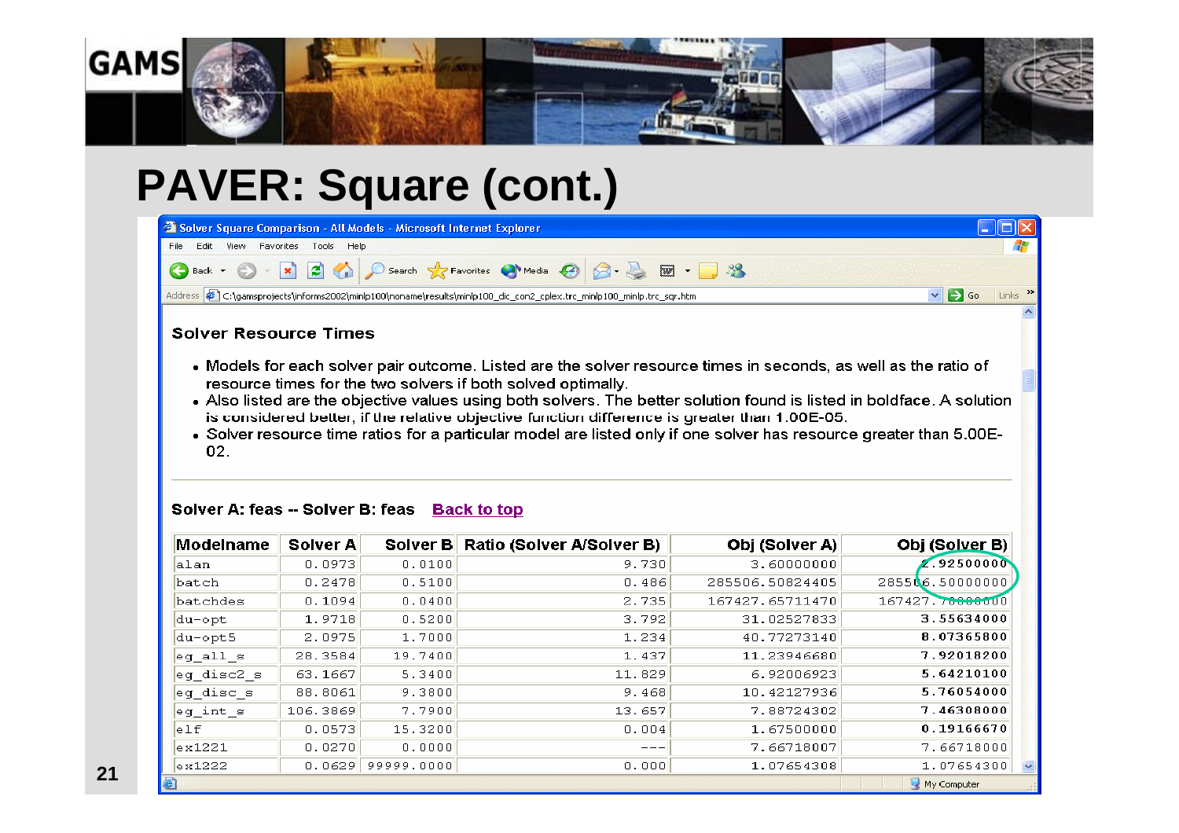# PAVER: Square (cont.)

### Solver Resource Times

- Models for each solver pair outcome. Listed are the solver resource times in seconds, as well as the ratio of resource times for the two solvers if both solved optimally.
- Also listed are the objective values using both solvers. The better solution found is listed in boldface. A solution is considered better, if the relative objective function difference is greater than 1.00E-05.
- Solver resource time ratios for a particular model are listed only if one solver has resource greater than 5.00E-02.

**Solver A: feas -- Solver B: feas** Back to top

| Modelname | Solver A | Solver B | Ratio (Solver A/Solver B) | Obj (Solver A) | Obj (Solver B) |
|---|---|---|---|---|---|
| alan | 0.0973 | 0.0100 | 9.730 | 3.60000000 | 2.92500000 |
| batch | 0.2478 | 0.5100 | 0.486 | 285506.50824405 | 285506.50000000 |
| batchdes | 0.1094 | 0.0400 | 2.735 | 167427.65711470 | 167427.70000000 |
| du-opt | 1.9718 | 0.5200 | 3.792 | 31.02527833 | **3.55634000** |
| du-opt5 | 2.0975 | 1.7000 | 1.234 | 40.77273140 | **8.07365800** |
| eg_all_s | 28.3584 | 19.7400 | 1.437 | 11.23946680 | **7.92018200** |
| eg_disc2_s | 63.1667 | 5.3400 | 11.829 | 6.92006923 | **5.64210100** |
| eg_disc_s | 88.8061 | 9.3800 | 9.468 | 10.42127936 | **5.76054000** |
| eg_int_s | 106.3869 | 7.7900 | 13.657 | 7.88724302 | **7.46308000** |
| elf | 0.0573 | 15.3200 | 0.004 | 1.67500000 | **0.19166670** |
| ex1221 | 0.0270 | 0.0000 | --- | 7.66718007 | 7.66718000 |
| ex1222 | 0.0629 | 99999.0000 | 0.000 | 1.07654308 | 1.07654300 |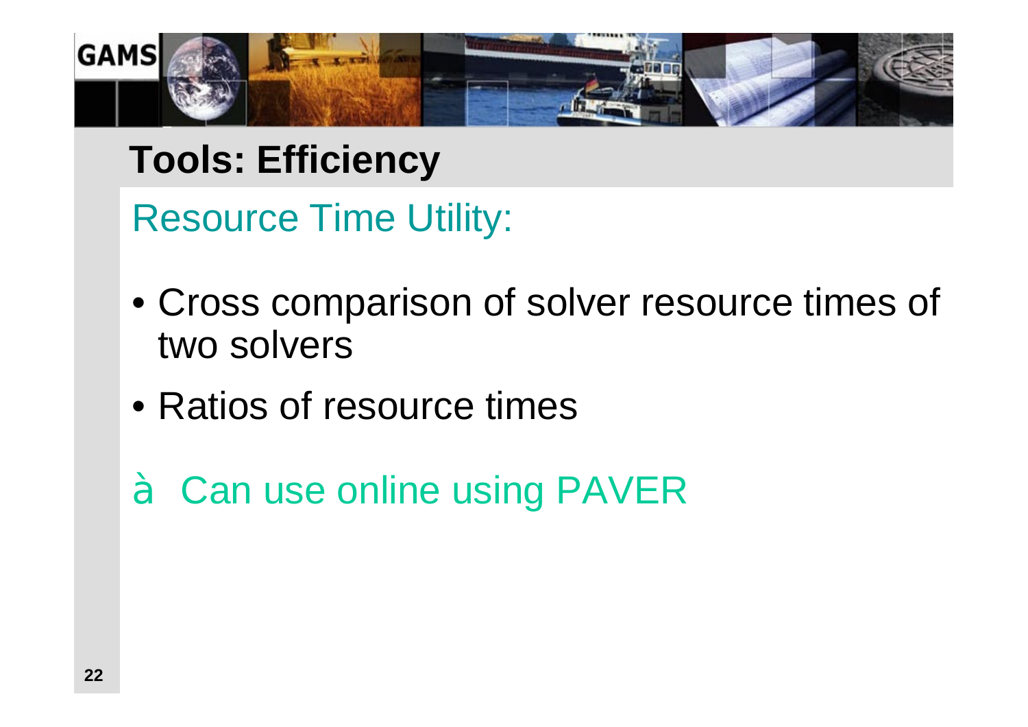# Tools: Efficiency

## Resource Time Utility:

- Cross comparison of solver resource times of two solvers
- Ratios of resource times

à Can use online using PAVER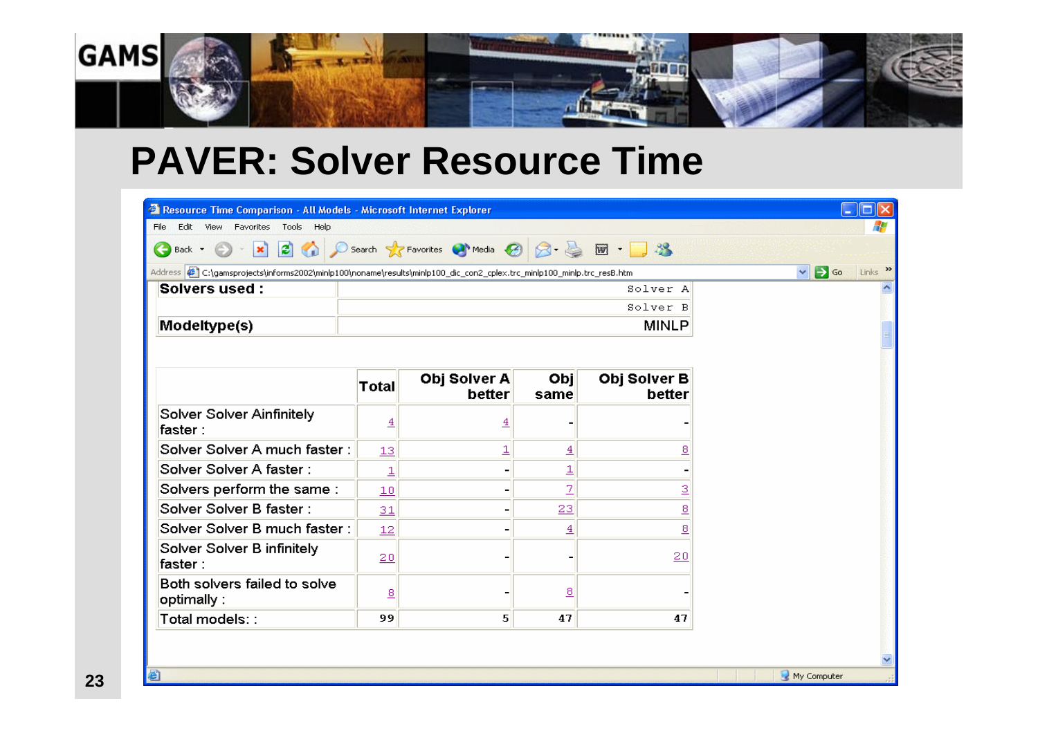# PAVER: Solver Resource Time

| Solvers used : | Solver A |
|---|---|
| | Solver B |
| Modeltype(s) | MINLP |

| | Total | Obj Solver A better | Obj same | Obj Solver B better |
|---|---|---|---|---|
| Solver Solver Ainfinitely faster : | 4 | 4 | - | - |
| Solver Solver A much faster : | 13 | 1 | 4 | 8 |
| Solver Solver A faster : | 1 | - | 1 | - |
| Solvers perform the same : | 10 | - | 7 | 3 |
| Solver Solver B faster : | 31 | - | 23 | 8 |
| Solver Solver B much faster : | 12 | - | 4 | 8 |
| Solver Solver B infinitely faster : | 20 | - | - | 20 |
| Both solvers failed to solve optimally : | 8 | - | 8 | - |
| Total models: : | 99 | 5 | 47 | 47 |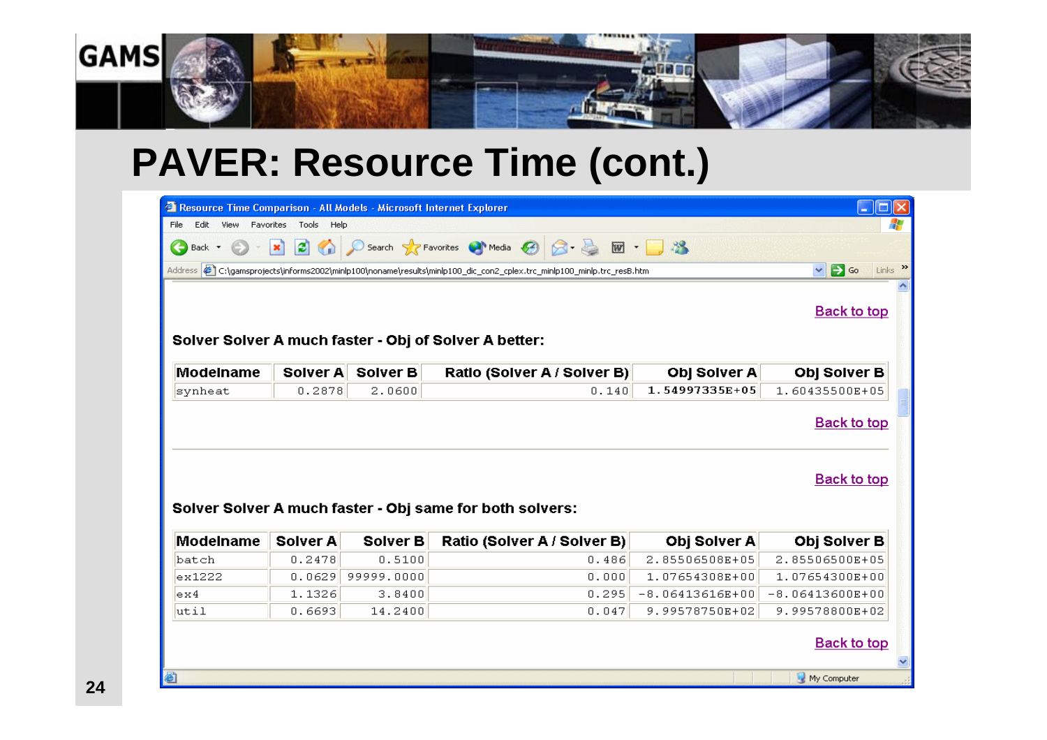# PAVER: Resource Time (cont.)

Resource Time Comparison - All Models - Microsoft Internet Explorer

Address: C:\gamsprojects\informs2002\minlp100\noname\results\minlp100_dic_con2_cplex.trc_minlp100_minlp.trc_resB.htm

Back to top

**Solver Solver A much faster - Obj of Solver A better:**

| Modelname | Solver A | Solver B | Ratio (Solver A / Solver B) | Obj Solver A | Obj Solver B |
|---|---|---|---|---|---|
| synheat | 0.2878 | 2.0600 | 0.140 | **1.54997335E+05** | 1.60435500E+05 |

Back to top

Back to top

**Solver Solver A much faster - Obj same for both solvers:**

| Modelname | Solver A | Solver B | Ratio (Solver A / Solver B) | Obj Solver A | Obj Solver B |
|---|---|---|---|---|---|
| batch | 0.2478 | 0.5100 | 0.486 | 2.85506508E+05 | 2.85506500E+05 |
| ex1222 | 0.0629 | 99999.0000 | 0.000 | 1.07654308E+00 | 1.07654300E+00 |
| ex4 | 1.1326 | 3.8400 | 0.295 | -8.06413616E+00 | -8.06413600E+00 |
| util | 0.6693 | 14.2400 | 0.047 | 9.99578750E+02 | 9.99578800E+02 |

Back to top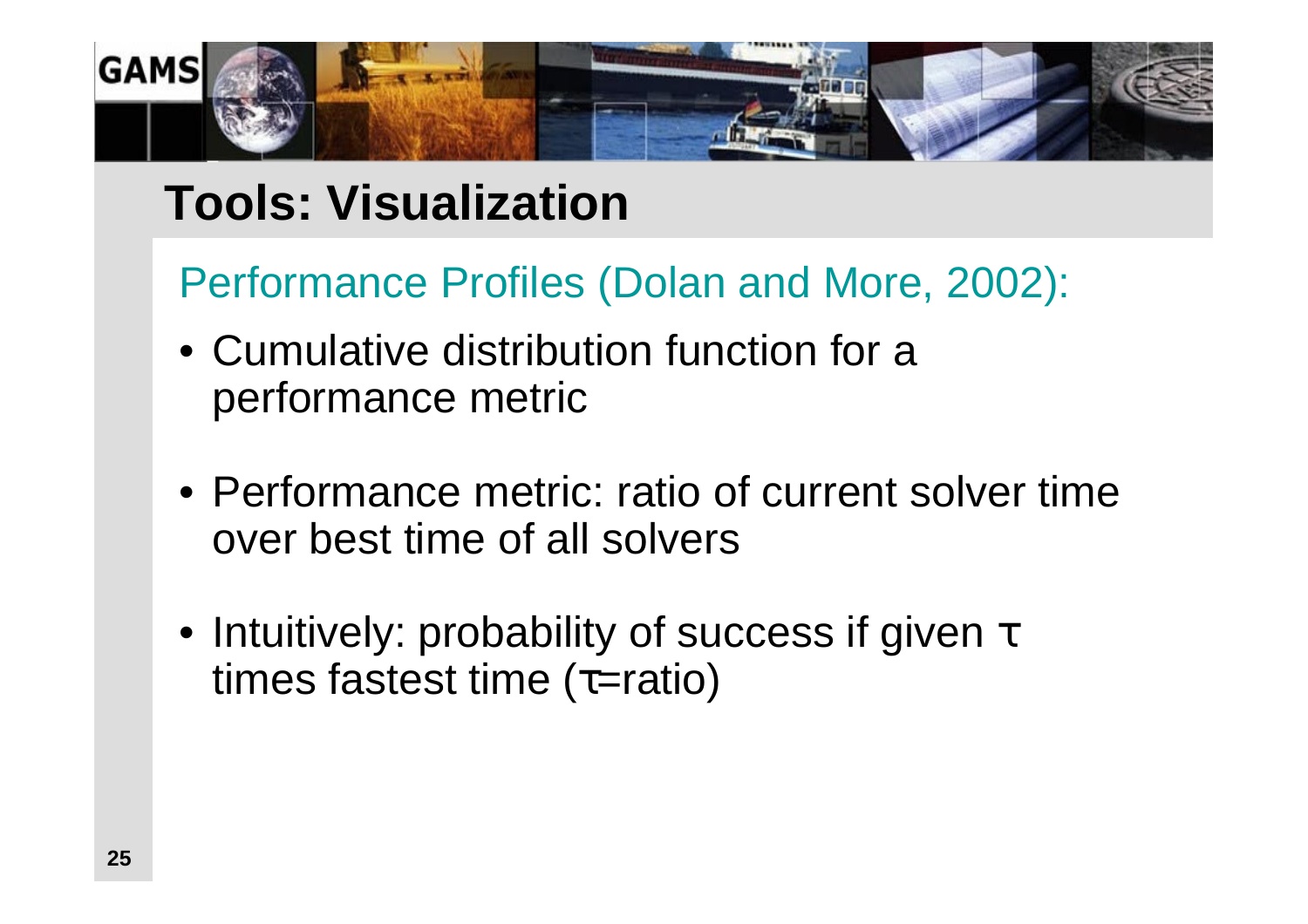# Tools: Visualization

## Performance Profiles (Dolan and More, 2002):

- Cumulative distribution function for a performance metric

- Performance metric: ratio of current solver time over best time of all solvers

- Intuitively: probability of success if given $\tau$ times fastest time ($\tau$=ratio)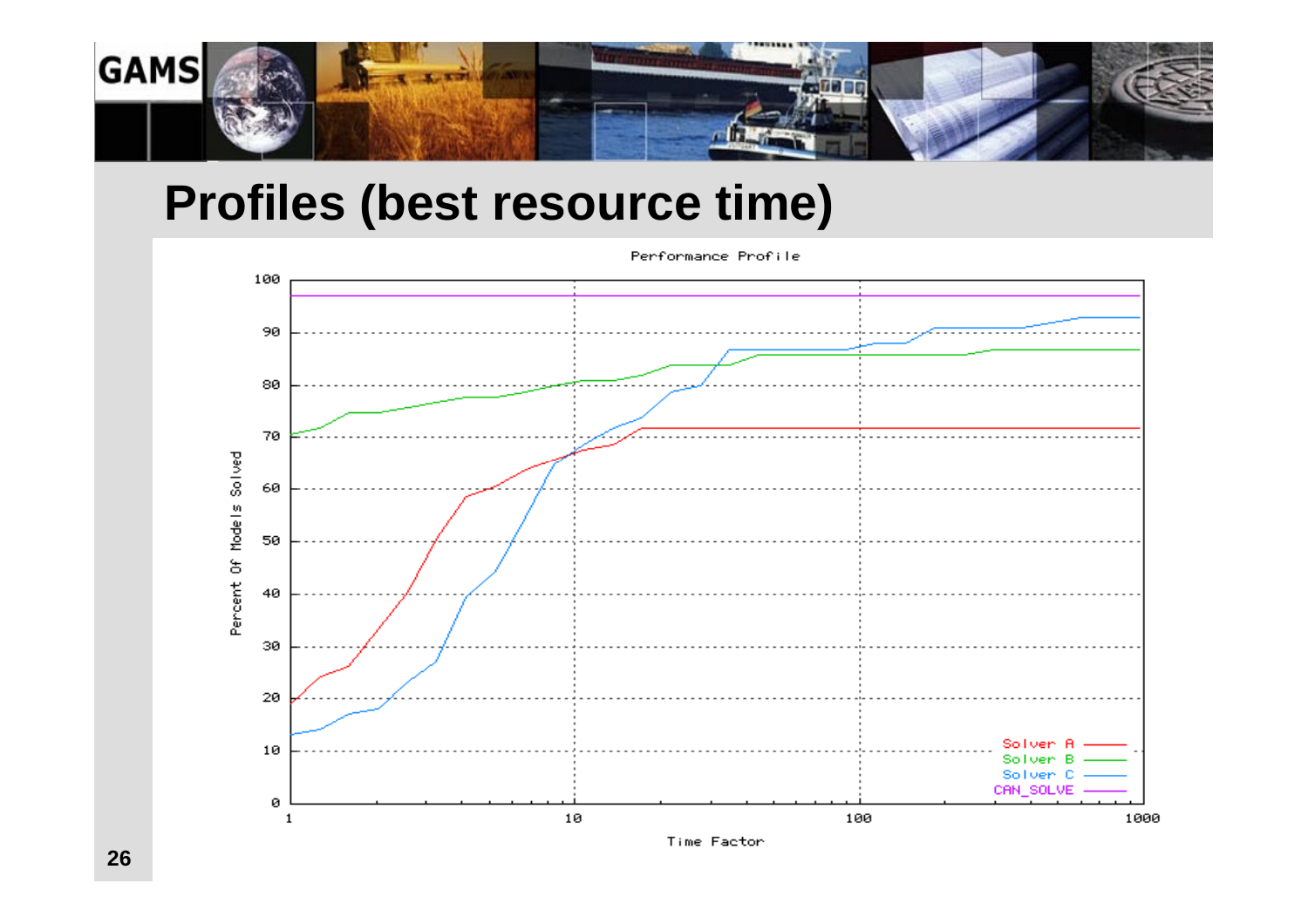# Profiles (best resource time)

Performance Profile

| Solver |
|---|
| Solver A |
| Solver B |
| Solver C |
| CAN_SOLVE |

Percent Of Models Solved

Time Factor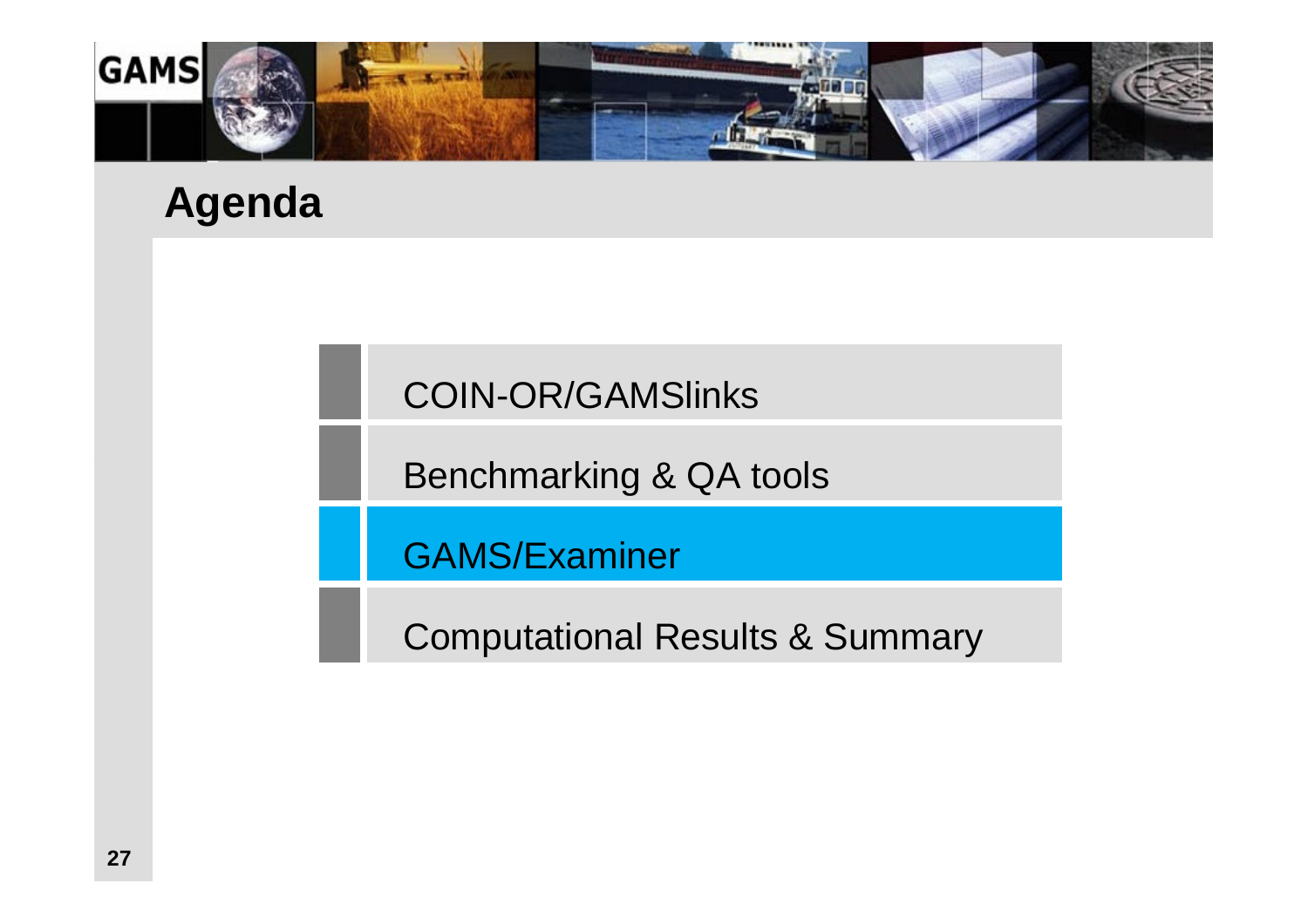# Agenda

- COIN-OR/GAMSlinks
- Benchmarking & QA tools
- GAMS/Examiner
- Computational Results & Summary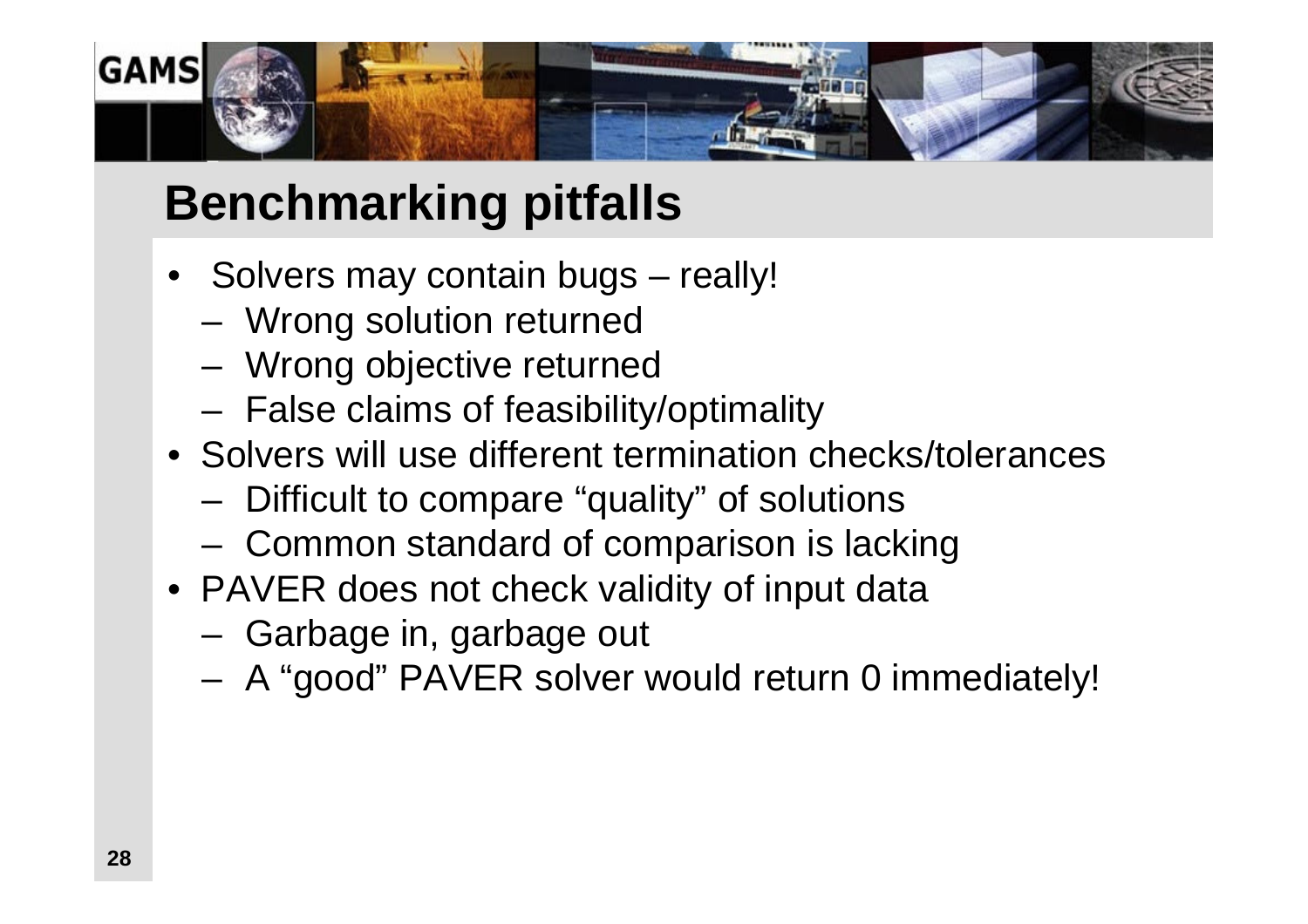# Benchmarking pitfalls

- Solvers may contain bugs – really!
  - Wrong solution returned
  - Wrong objective returned
  - False claims of feasibility/optimality
- Solvers will use different termination checks/tolerances
  - Difficult to compare "quality" of solutions
  - Common standard of comparison is lacking
- PAVER does not check validity of input data
  - Garbage in, garbage out
  - A "good" PAVER solver would return 0 immediately!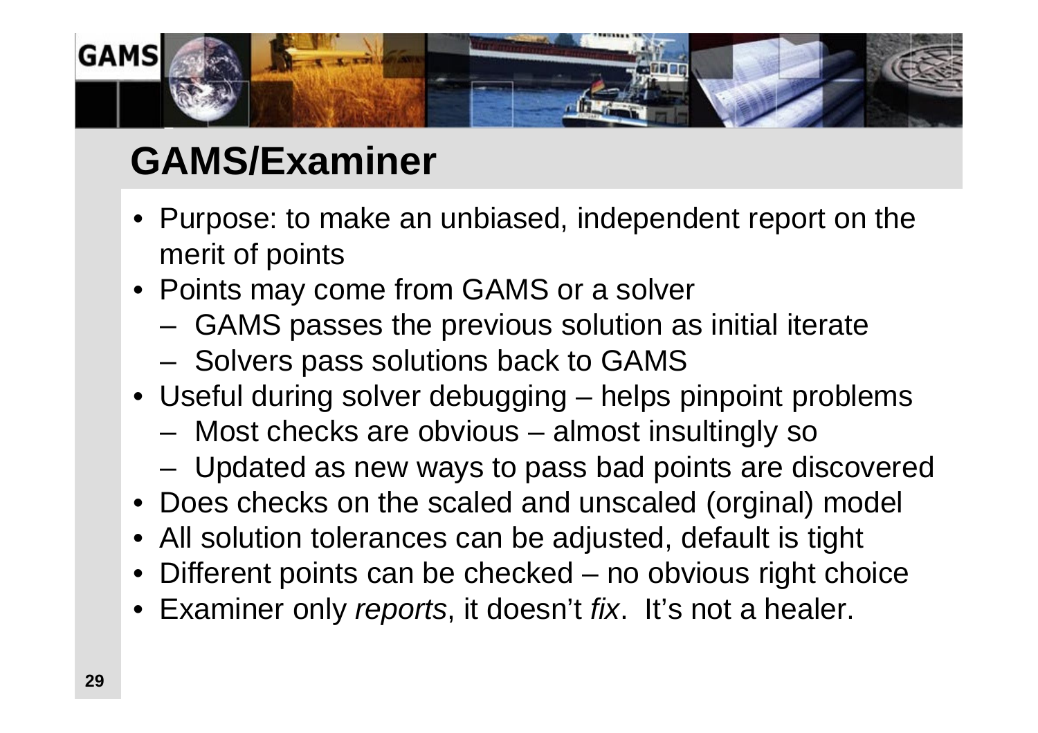# GAMS/Examiner

- Purpose: to make an unbiased, independent report on the merit of points
- Points may come from GAMS or a solver
  - GAMS passes the previous solution as initial iterate
  - Solvers pass solutions back to GAMS
- Useful during solver debugging – helps pinpoint problems
  - Most checks are obvious – almost insultingly so
  - Updated as new ways to pass bad points are discovered
- Does checks on the scaled and unscaled (orginal) model
- All solution tolerances can be adjusted, default is tight
- Different points can be checked – no obvious right choice
- Examiner only *reports*, it doesn't *fix*. It's not a healer.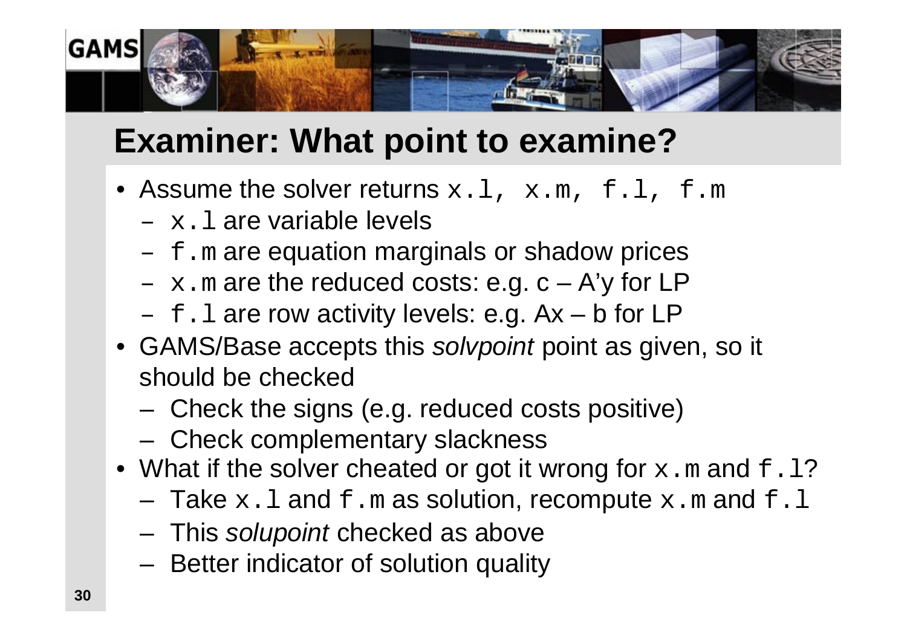# Examiner: What point to examine?

- Assume the solver returns `x.l, x.m, f.l, f.m`
  - `x.l` are variable levels
  - `f.m` are equation marginals or shadow prices
  - `x.m` are the reduced costs: e.g. c – A'y for LP
  - `f.l` are row activity levels: e.g. Ax – b for LP
- GAMS/Base accepts this *solvpoint* point as given, so it should be checked
  - Check the signs (e.g. reduced costs positive)
  - Check complementary slackness
- What if the solver cheated or got it wrong for `x.m` and `f.l`?
  - Take `x.l` and `f.m` as solution, recompute `x.m` and `f.l`
  - This *solupoint* checked as above
  - Better indicator of solution quality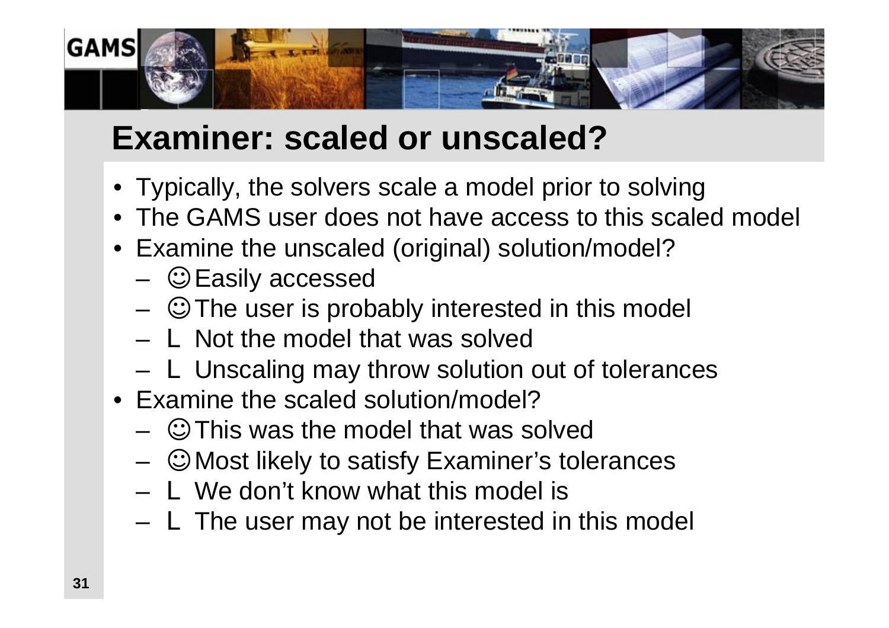# Examiner: scaled or unscaled?

- Typically, the solvers scale a model prior to solving
- The GAMS user does not have access to this scaled model
- Examine the unscaled (original) solution/model?
  - ☺ Easily accessed
  - ☺ The user is probably interested in this model
  - L Not the model that was solved
  - L Unscaling may throw solution out of tolerances
- Examine the scaled solution/model?
  - ☺ This was the model that was solved
  - ☺ Most likely to satisfy Examiner's tolerances
  - L We don't know what this model is
  - L The user may not be interested in this model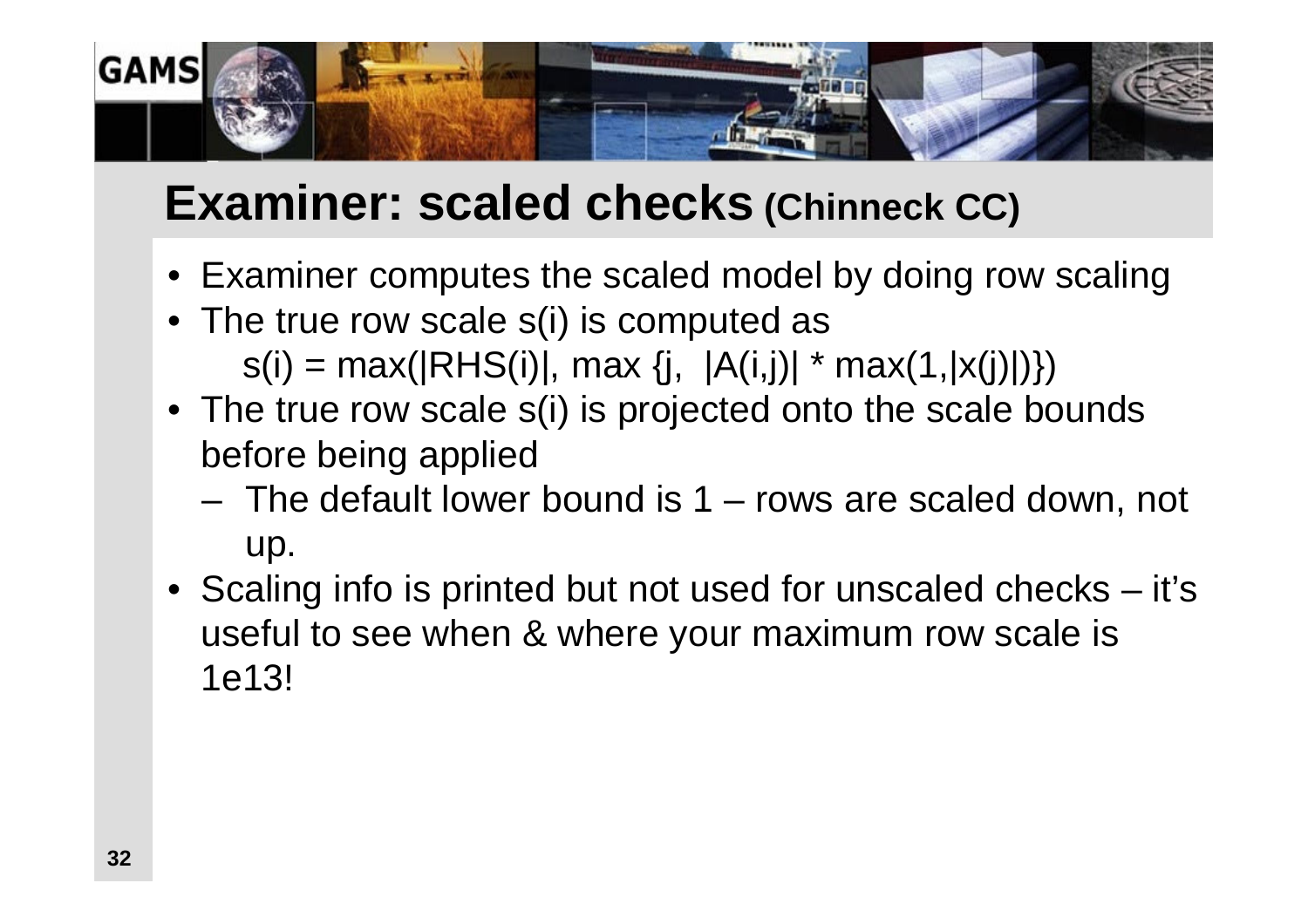# Examiner: scaled checks (Chinneck CC)

- Examiner computes the scaled model by doing row scaling
- The true row scale s(i) is computed as

  $$s(i) = \max(|RHS(i)|, \max \{j, \ |A(i,j)| * \max(1,|x(j)|)\})$$

- The true row scale s(i) is projected onto the scale bounds before being applied
  - The default lower bound is 1 – rows are scaled down, not up.
- Scaling info is printed but not used for unscaled checks – it's useful to see when & where your maximum row scale is 1e13!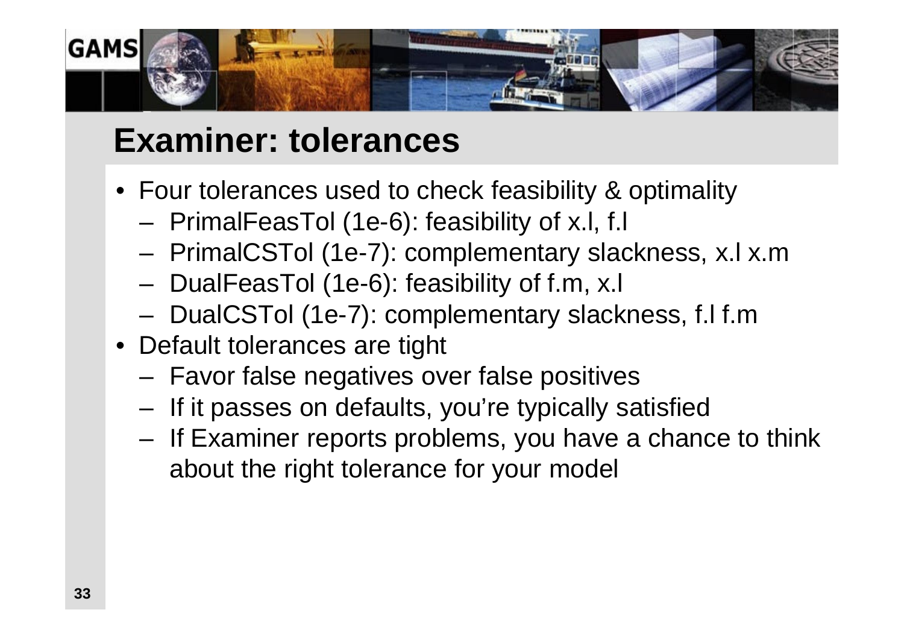# Examiner: tolerances

- Four tolerances used to check feasibility & optimality
  - PrimalFeasTol (1e-6): feasibility of x.l, f.l
  - PrimalCSTol (1e-7): complementary slackness, x.l x.m
  - DualFeasTol (1e-6): feasibility of f.m, x.l
  - DualCSTol (1e-7): complementary slackness, f.l f.m
- Default tolerances are tight
  - Favor false negatives over false positives
  - If it passes on defaults, you're typically satisfied
  - If Examiner reports problems, you have a chance to think about the right tolerance for your model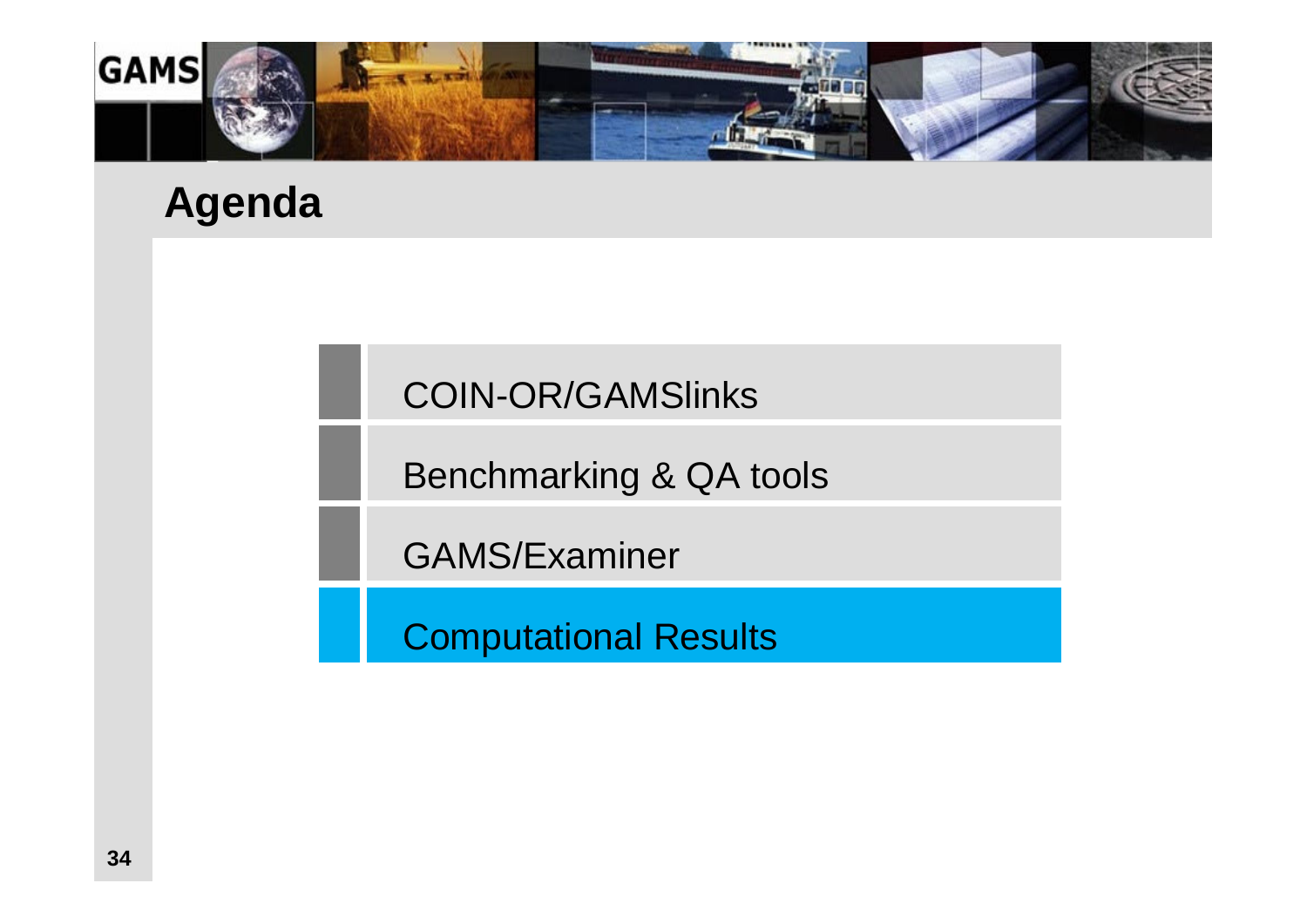## Agenda

- COIN-OR/GAMSlinks
- Benchmarking & QA tools
- GAMS/Examiner
- **Computational Results**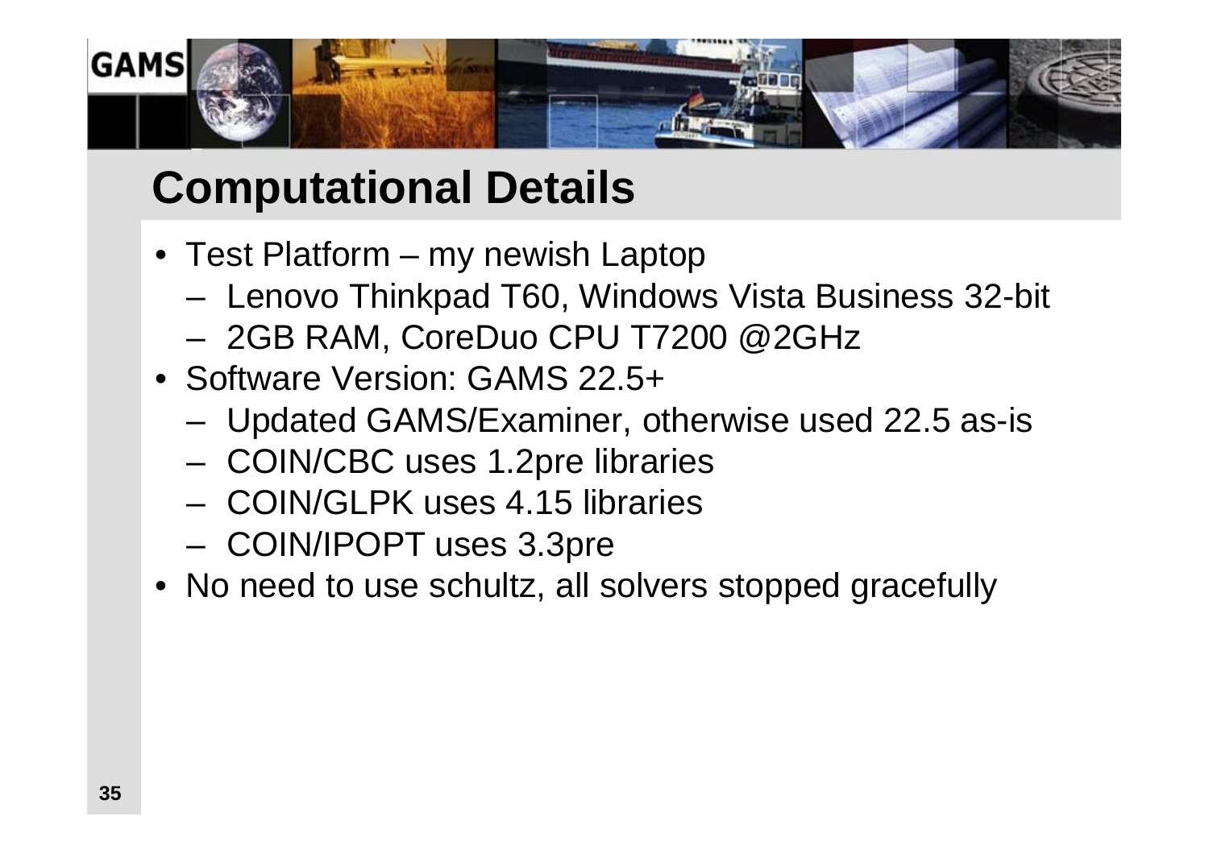# Computational Details

- Test Platform – my newish Laptop
  - Lenovo Thinkpad T60, Windows Vista Business 32-bit
  - 2GB RAM, CoreDuo CPU T7200 @2GHz
- Software Version: GAMS 22.5+
  - Updated GAMS/Examiner, otherwise used 22.5 as-is
  - COIN/CBC uses 1.2pre libraries
  - COIN/GLPK uses 4.15 libraries
  - COIN/IPOPT uses 3.3pre
- No need to use schultz, all solvers stopped gracefully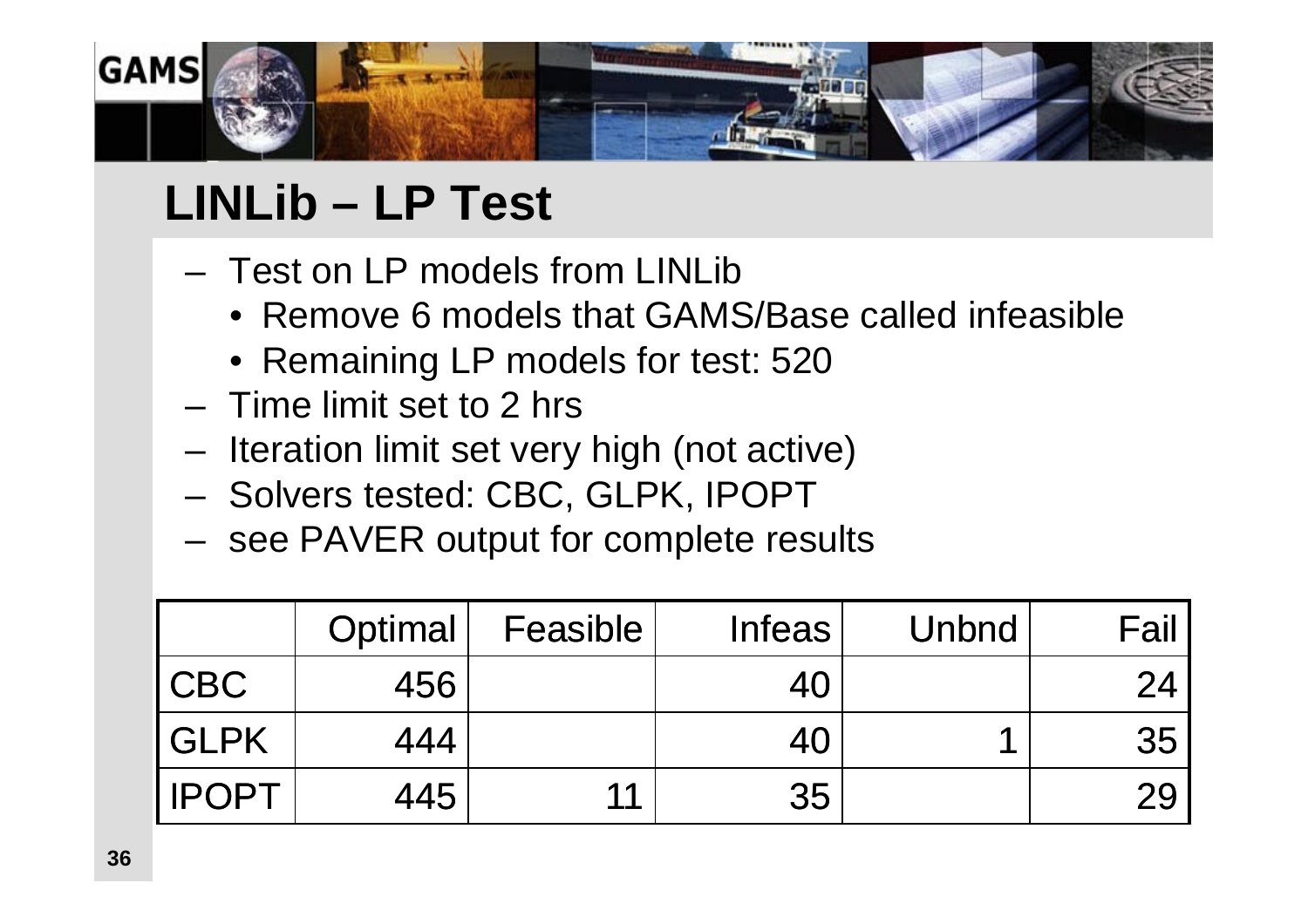# LINLib – LP Test

- Test on LP models from LINLib
  - Remove 6 models that GAMS/Base called infeasible
  - Remaining LP models for test: 520
- Time limit set to 2 hrs
- Iteration limit set very high (not active)
- Solvers tested: CBC, GLPK, IPOPT
- see PAVER output for complete results

| | Optimal | Feasible | Infeas | Unbnd | Fail |
|---|---|---|---|---|---|
| CBC | 456 | | 40 | | 24 |
| GLPK | 444 | | 40 | 1 | 35 |
| IPOPT | 445 | 11 | 35 | | 29 |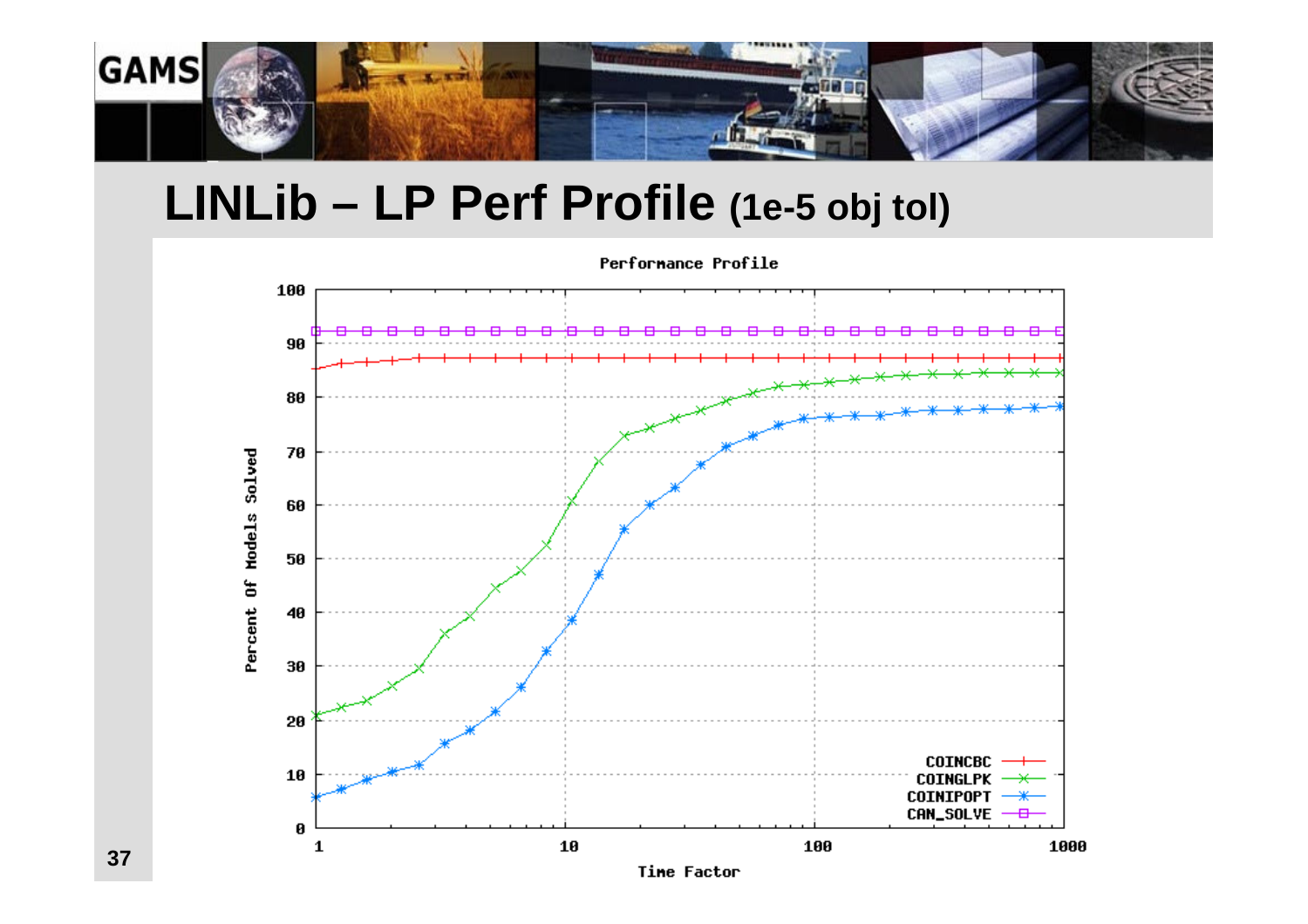# LINLib – LP Perf Profile (1e-5 obj tol)

Performance Profile

Percent Of Models Solved

Time Factor

COINCBC
COINGLPK
COINIPOPT
CAN_SOLVE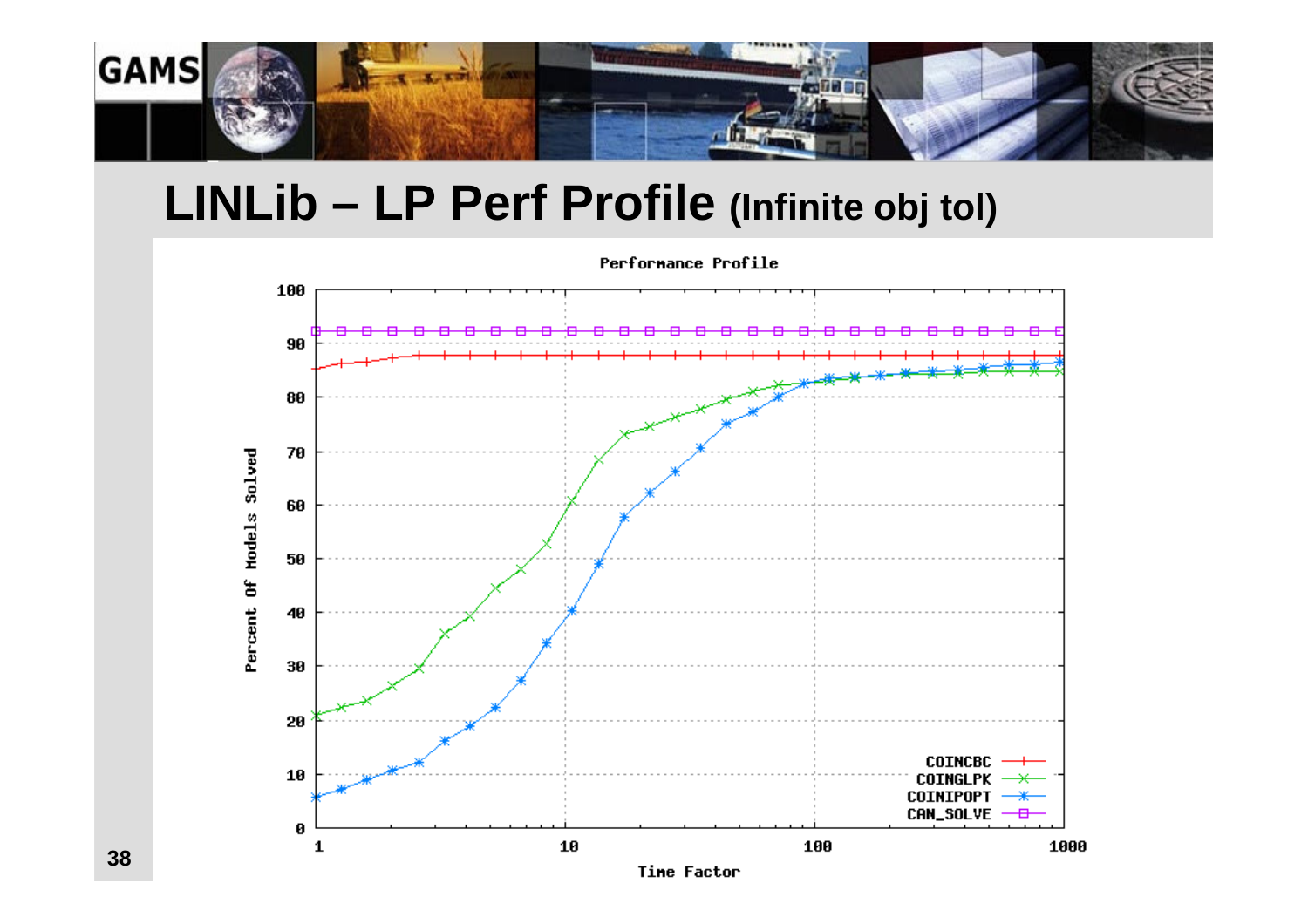# LINLib – LP Perf Profile (Infinite obj tol)

Performance Profile

Percent Of Models Solved

Time Factor

COINCBC
COINGLPK
COINIPOPT
CAN_SOLVE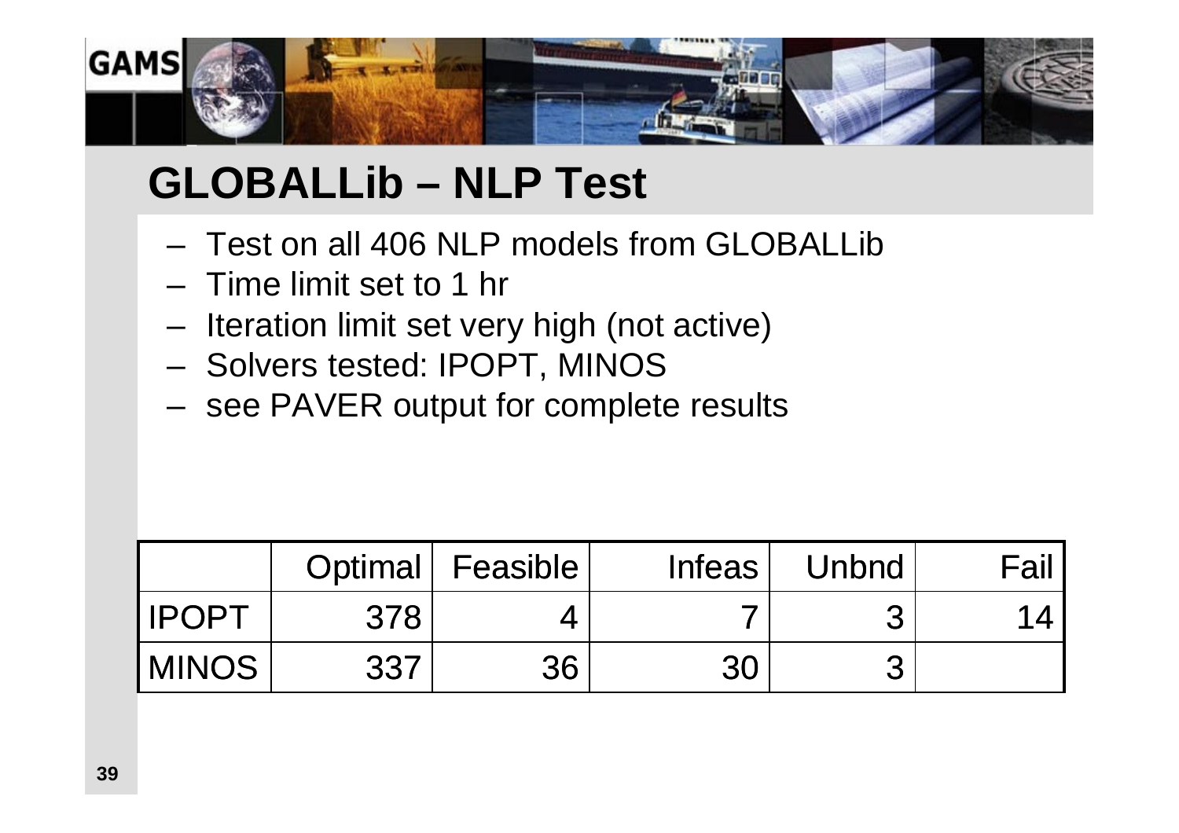## GLOBALLib – NLP Test

- Test on all 406 NLP models from GLOBALLib
- Time limit set to 1 hr
- Iteration limit set very high (not active)
- Solvers tested: IPOPT, MINOS
- see PAVER output for complete results

| | Optimal | Feasible | Infeas | Unbnd | Fail |
|---|---|---|---|---|---|
| IPOPT | 378 | 4 | 7 | 3 | 14 |
| MINOS | 337 | 36 | 30 | 3 | |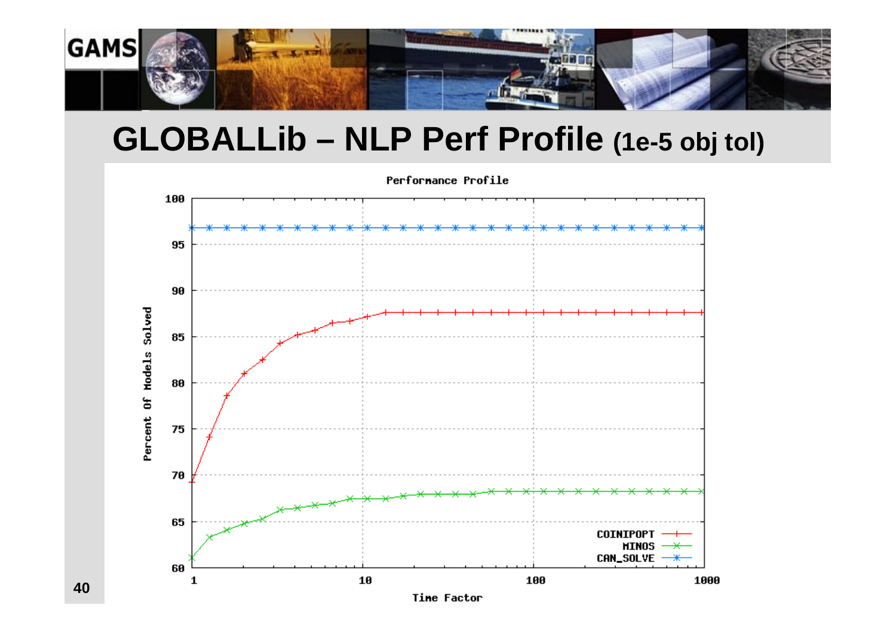# GLOBALLib – NLP Perf Profile (1e-5 obj tol)

Performance Profile

Percent of Models Solved

Time Factor

COINIPOPT

MINOS

CAN_SOLVE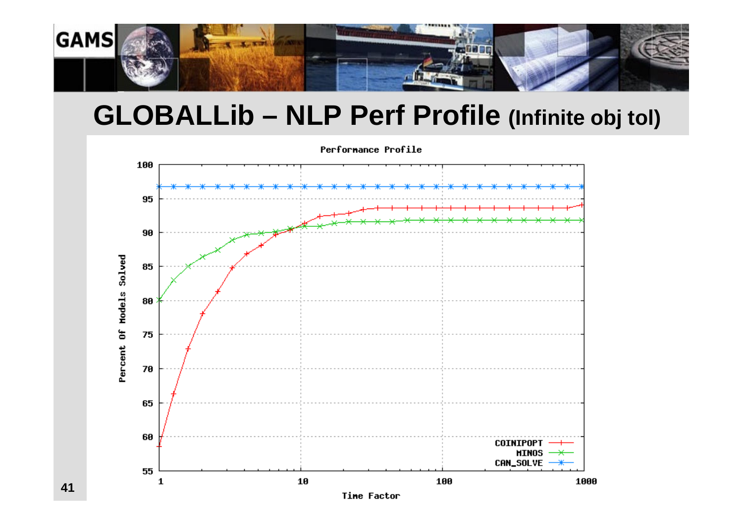# GLOBALLib – NLP Perf Profile (Infinite obj tol)

Performance Profile

Percent of Models Solved (y-axis: 55 to 100)

Time Factor (x-axis: 1 to 1000, log scale)

Legend: COINIPOPT, MINOS, CAN_SOLVE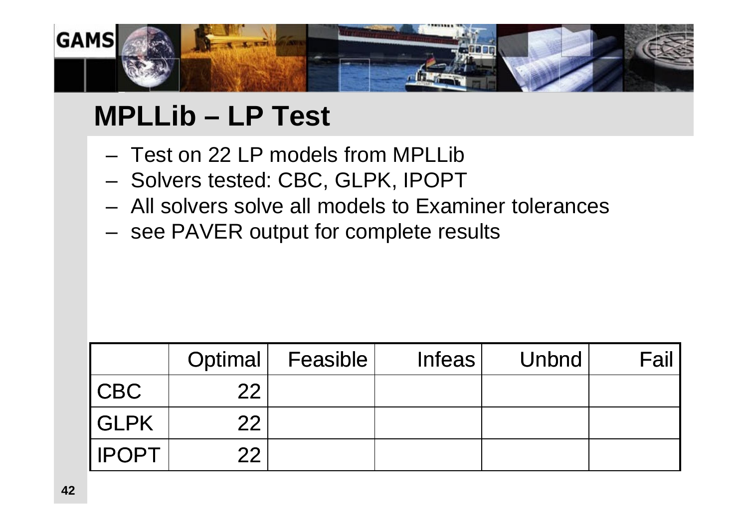# MPLLib – LP Test

- Test on 22 LP models from MPLLib
- Solvers tested: CBC, GLPK, IPOPT
- All solvers solve all models to Examiner tolerances
- see PAVER output for complete results

| | Optimal | Feasible | Infeas | Unbnd | Fail |
|---|---|---|---|---|---|
| CBC | 22 | | | | |
| GLPK | 22 | | | | |
| IPOPT | 22 | | | | |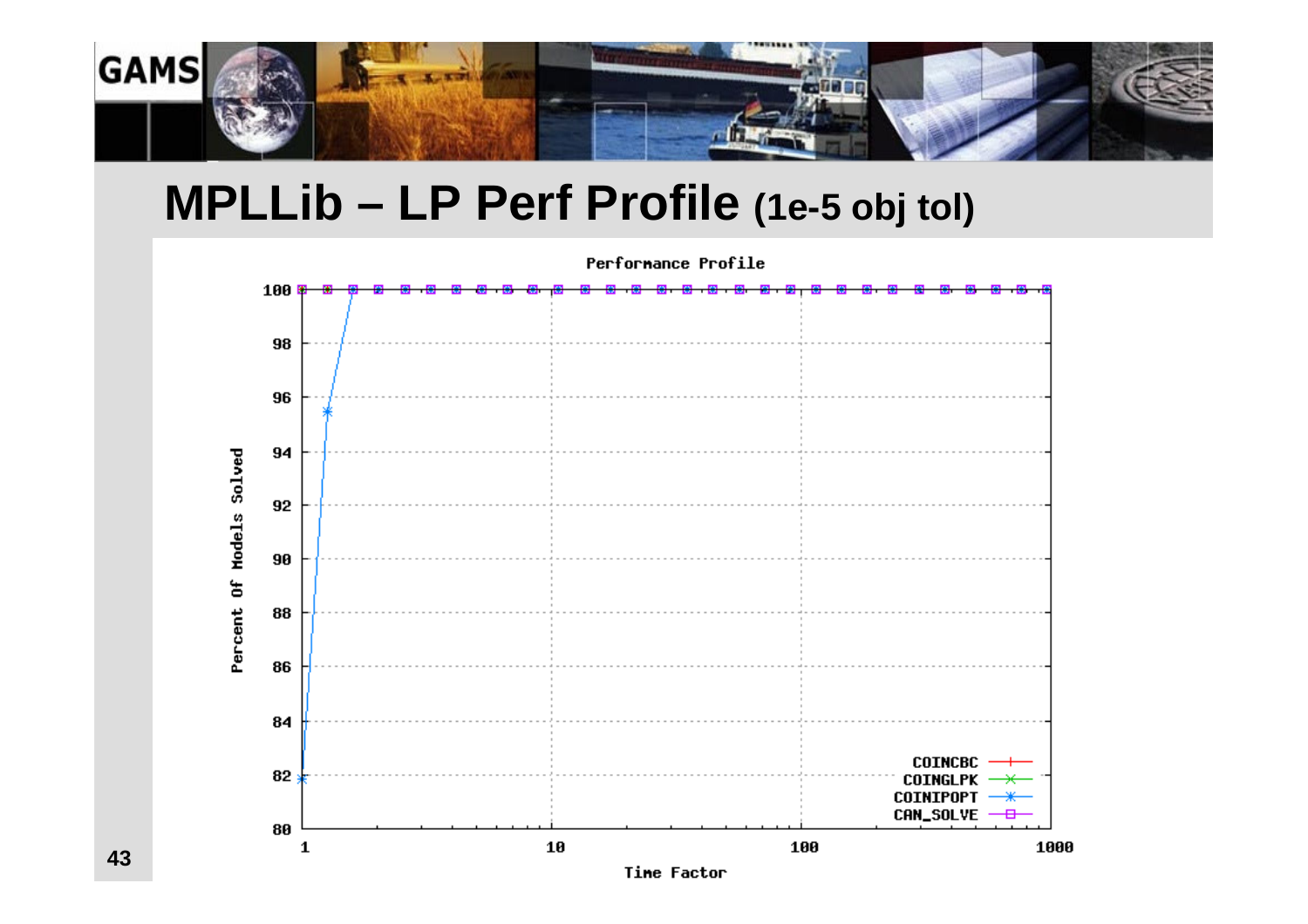# MPLLib – LP Perf Profile (1e-5 obj tol)

Performance Profile

Percent Of Models Solved

Time Factor

COINCBC
COINGLPK
COINIPOPT
CAN_SOLVE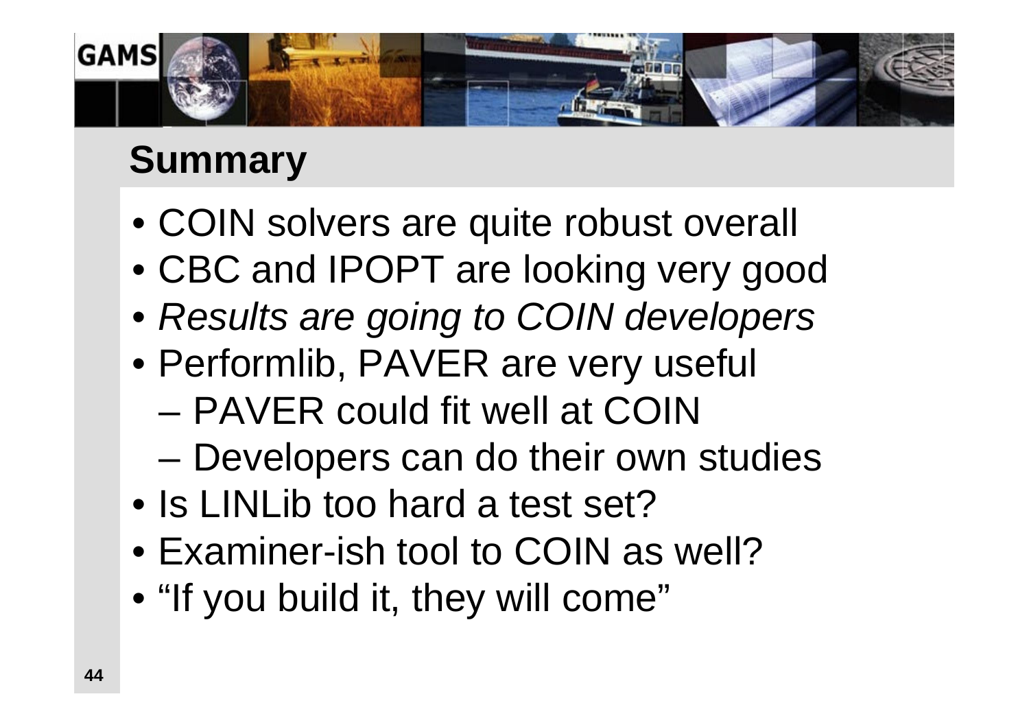## Summary

- COIN solvers are quite robust overall
- CBC and IPOPT are looking very good
- *Results are going to COIN developers*
- Performlib, PAVER are very useful
  - PAVER could fit well at COIN
  - Developers can do their own studies
- Is LINLib too hard a test set?
- Examiner-ish tool to COIN as well?
- "If you build it, they will come"